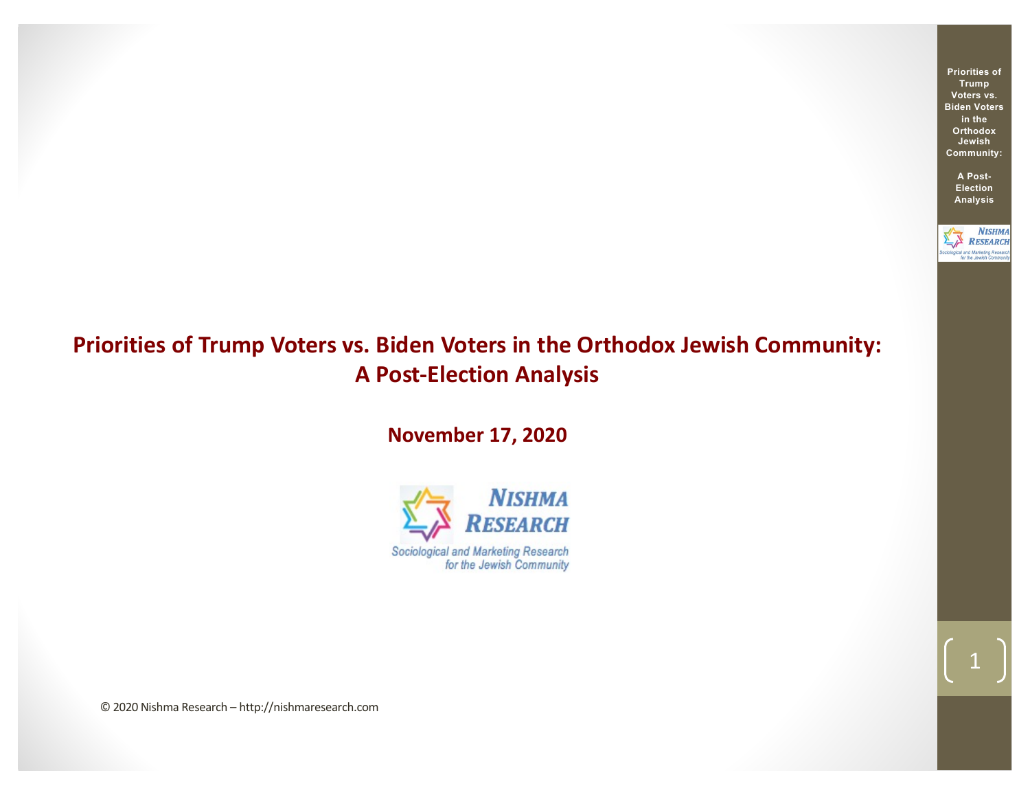# Priorities of Trump Voters vs. Biden Voters in the Orthodox Jewish Community: A Post-Election Analysis

**November 17, 2020**

NISHMA RESEARCH

*Sociological and Marketing Research for the Jewish Community*

© 2020 Nishma Research – http://nishmaresearch.com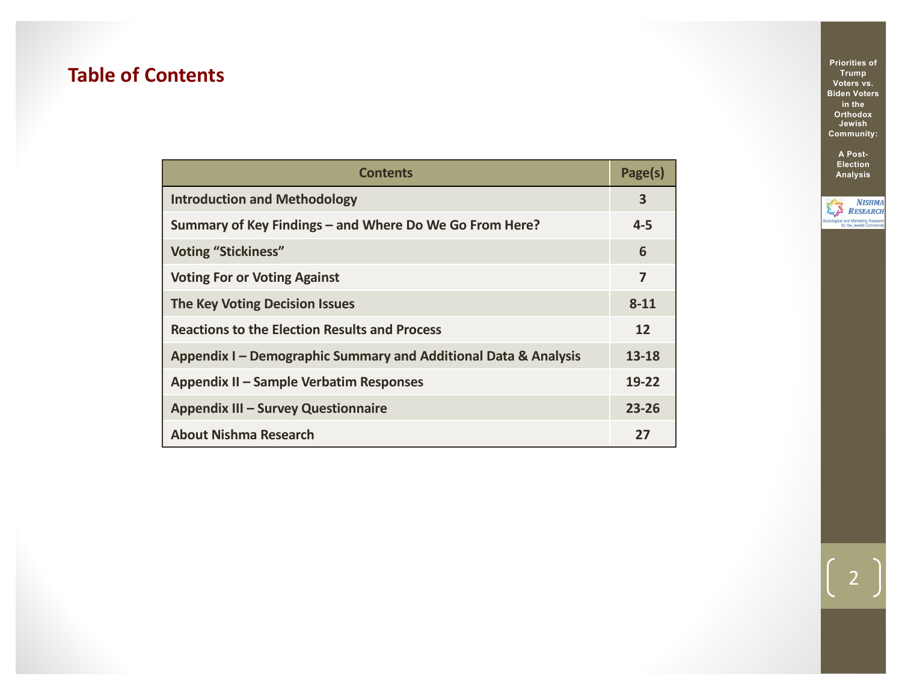# Table of Contents

| Contents | Page(s) |
|---|---|
| Introduction and Methodology | 3 |
| Summary of Key Findings – and Where Do We Go From Here? | 4-5 |
| Voting “Stickiness” | 6 |
| Voting For or Voting Against | 7 |
| The Key Voting Decision Issues | 8-11 |
| Reactions to the Election Results and Process | 12 |
| Appendix I – Demographic Summary and Additional Data & Analysis | 13-18 |
| Appendix II – Sample Verbatim Responses | 19-22 |
| Appendix III – Survey Questionnaire | 23-26 |
| About Nishma Research | 27 |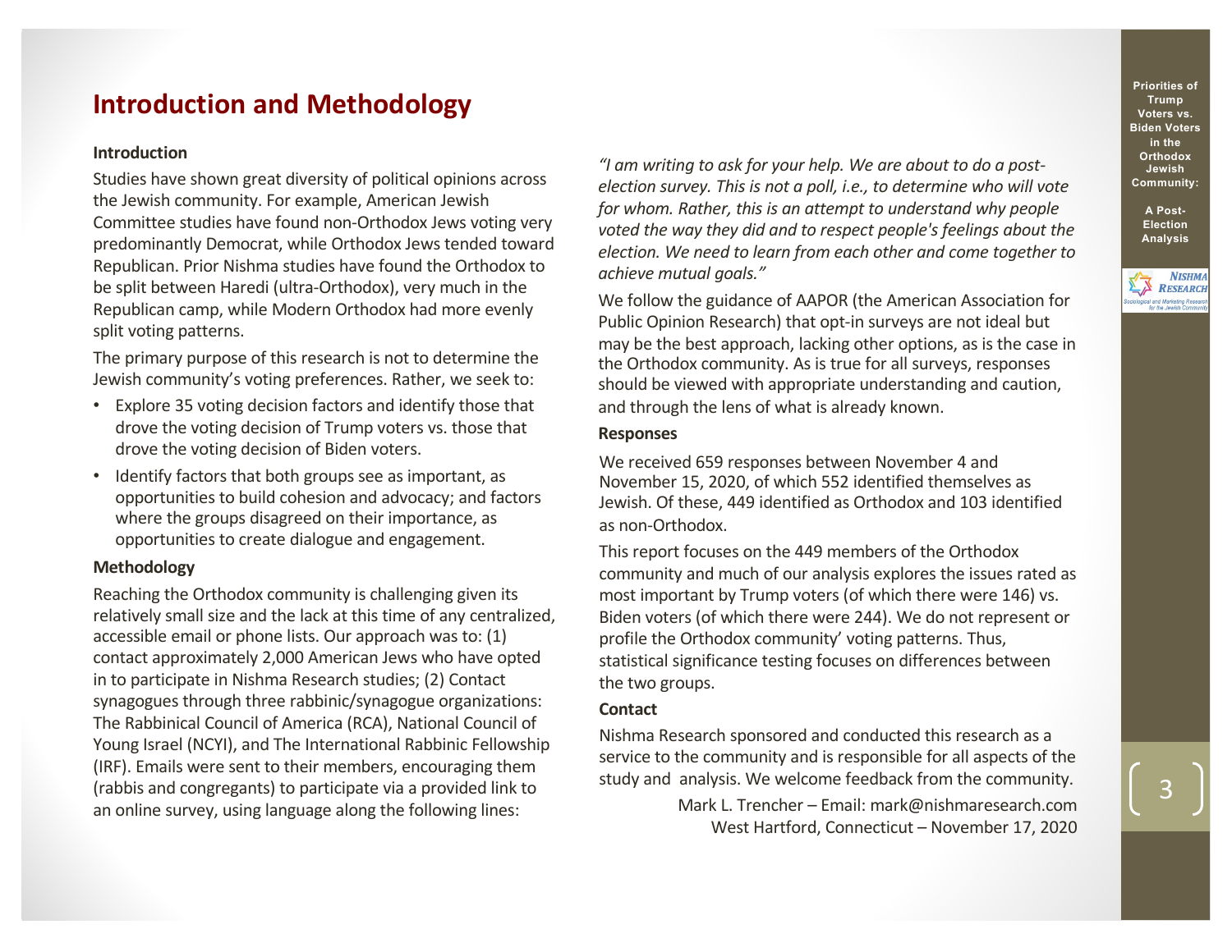# Introduction and Methodology

**Introduction**

Studies have shown great diversity of political opinions across the Jewish community. For example, American Jewish Committee studies have found non-Orthodox Jews voting very predominantly Democrat, while Orthodox Jews tended toward Republican. Prior Nishma studies have found the Orthodox to be split between Haredi (ultra-Orthodox), very much in the Republican camp, while Modern Orthodox had more evenly split voting patterns.

The primary purpose of this research is not to determine the Jewish community's voting preferences. Rather, we seek to:

- Explore 35 voting decision factors and identify those that drove the voting decision of Trump voters vs. those that drove the voting decision of Biden voters.
- Identify factors that both groups see as important, as opportunities to build cohesion and advocacy; and factors where the groups disagreed on their importance, as opportunities to create dialogue and engagement.

**Methodology**

Reaching the Orthodox community is challenging given its relatively small size and the lack at this time of any centralized, accessible email or phone lists. Our approach was to: (1) contact approximately 2,000 American Jews who have opted in to participate in Nishma Research studies; (2) Contact synagogues through three rabbinic/synagogue organizations: The Rabbinical Council of America (RCA), National Council of Young Israel (NCYI), and The International Rabbinic Fellowship (IRF). Emails were sent to their members, encouraging them (rabbis and congregants) to participate via a provided link to an online survey, using language along the following lines:

*"I am writing to ask for your help. We are about to do a post-election survey. This is not a poll, i.e., to determine who will vote for whom. Rather, this is an attempt to understand why people voted the way they did and to respect people's feelings about the election. We need to learn from each other and come together to achieve mutual goals."*

We follow the guidance of AAPOR (the American Association for Public Opinion Research) that opt-in surveys are not ideal but may be the best approach, lacking other options, as is the case in the Orthodox community. As is true for all surveys, responses should be viewed with appropriate understanding and caution, and through the lens of what is already known.

**Responses**

We received 659 responses between November 4 and November 15, 2020, of which 552 identified themselves as Jewish. Of these, 449 identified as Orthodox and 103 identified as non-Orthodox.

This report focuses on the 449 members of the Orthodox community and much of our analysis explores the issues rated as most important by Trump voters (of which there were 146) vs. Biden voters (of which there were 244). We do not represent or profile the Orthodox community' voting patterns. Thus, statistical significance testing focuses on differences between the two groups.

**Contact**

Nishma Research sponsored and conducted this research as a service to the community and is responsible for all aspects of the study and analysis. We welcome feedback from the community.

Mark L. Trencher – Email: mark@nishmaresearch.com
West Hartford, Connecticut – November 17, 2020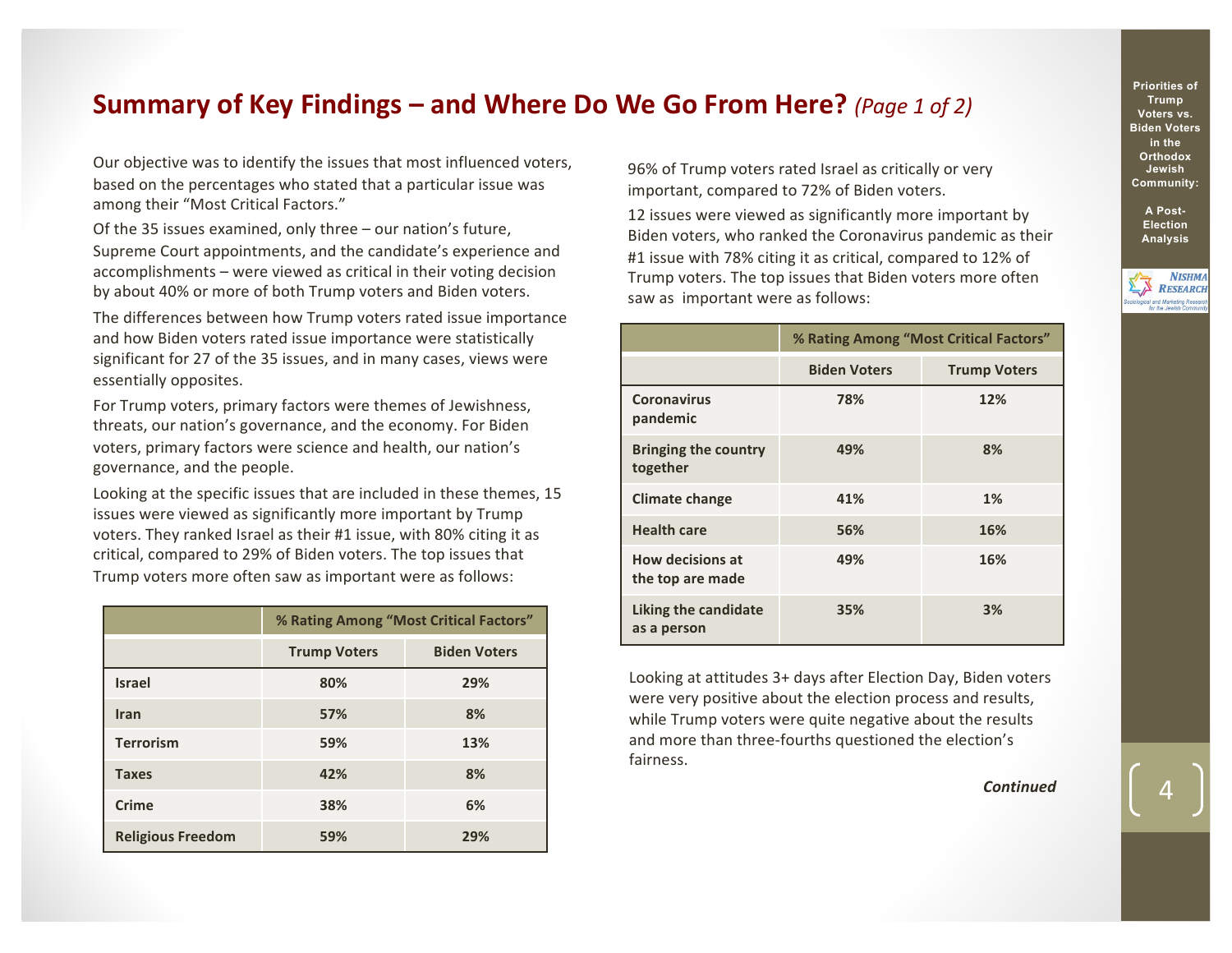# Summary of Key Findings – and Where Do We Go From Here? *(Page 1 of 2)*

Our objective was to identify the issues that most influenced voters, based on the percentages who stated that a particular issue was among their "Most Critical Factors."

Of the 35 issues examined, only three – our nation's future, Supreme Court appointments, and the candidate's experience and accomplishments – were viewed as critical in their voting decision by about 40% or more of both Trump voters and Biden voters.

The differences between how Trump voters rated issue importance and how Biden voters rated issue importance were statistically significant for 27 of the 35 issues, and in many cases, views were essentially opposites.

For Trump voters, primary factors were themes of Jewishness, threats, our nation's governance, and the economy. For Biden voters, primary factors were science and health, our nation's governance, and the people.

Looking at the specific issues that are included in these themes, 15 issues were viewed as significantly more important by Trump voters. They ranked Israel as their #1 issue, with 80% citing it as critical, compared to 29% of Biden voters. The top issues that Trump voters more often saw as important were as follows:

| | % Rating Among "Most Critical Factors" | |
|---|---|---|
| | **Trump Voters** | **Biden Voters** |
| **Israel** | **80%** | **29%** |
| **Iran** | **57%** | **8%** |
| **Terrorism** | **59%** | **13%** |
| **Taxes** | **42%** | **8%** |
| **Crime** | **38%** | **6%** |
| **Religious Freedom** | **59%** | **29%** |

96% of Trump voters rated Israel as critically or very important, compared to 72% of Biden voters.

12 issues were viewed as significantly more important by Biden voters, who ranked the Coronavirus pandemic as their #1 issue with 78% citing it as critical, compared to 12% of Trump voters. The top issues that Biden voters more often saw as important were as follows:

| | % Rating Among "Most Critical Factors" | |
|---|---|---|
| | **Biden Voters** | **Trump Voters** |
| **Coronavirus pandemic** | **78%** | **12%** |
| **Bringing the country together** | **49%** | **8%** |
| **Climate change** | **41%** | **1%** |
| **Health care** | **56%** | **16%** |
| **How decisions at the top are made** | **49%** | **16%** |
| **Liking the candidate as a person** | **35%** | **3%** |

Looking at attitudes 3+ days after Election Day, Biden voters were very positive about the election process and results, while Trump voters were quite negative about the results and more than three-fourths questioned the election's fairness.

***Continued***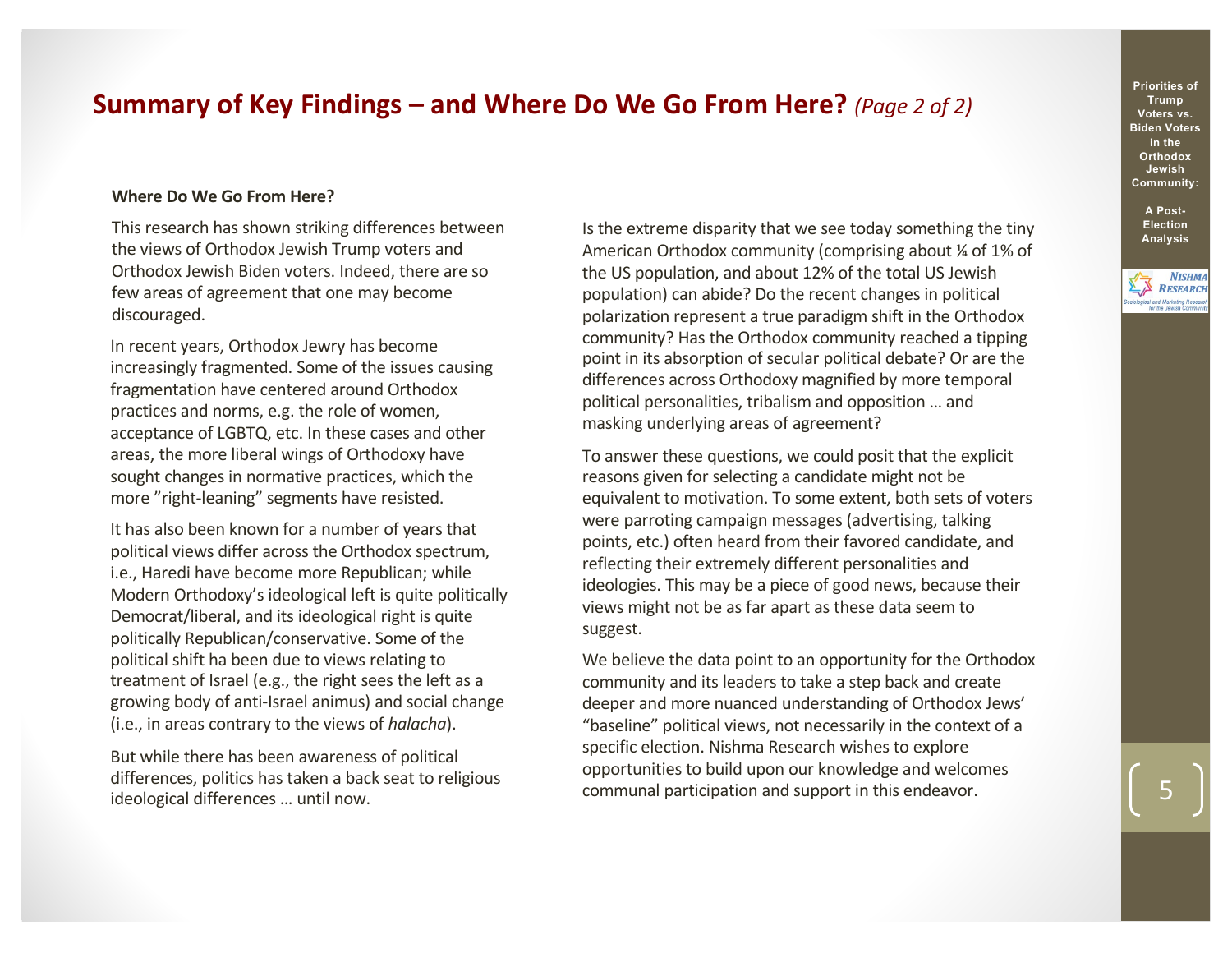# Summary of Key Findings – and Where Do We Go From Here? *(Page 2 of 2)*

**Where Do We Go From Here?**

This research has shown striking differences between the views of Orthodox Jewish Trump voters and Orthodox Jewish Biden voters. Indeed, there are so few areas of agreement that one may become discouraged.

In recent years, Orthodox Jewry has become increasingly fragmented. Some of the issues causing fragmentation have centered around Orthodox practices and norms, e.g. the role of women, acceptance of LGBTQ, etc. In these cases and other areas, the more liberal wings of Orthodoxy have sought changes in normative practices, which the more "right-leaning" segments have resisted.

It has also been known for a number of years that political views differ across the Orthodox spectrum, i.e., Haredi have become more Republican; while Modern Orthodoxy's ideological left is quite politically Democrat/liberal, and its ideological right is quite politically Republican/conservative. Some of the political shift ha been due to views relating to treatment of Israel (e.g., the right sees the left as a growing body of anti-Israel animus) and social change (i.e., in areas contrary to the views of *halacha*).

But while there has been awareness of political differences, politics has taken a back seat to religious ideological differences … until now.

Is the extreme disparity that we see today something the tiny American Orthodox community (comprising about ¼ of 1% of the US population, and about 12% of the total US Jewish population) can abide? Do the recent changes in political polarization represent a true paradigm shift in the Orthodox community? Has the Orthodox community reached a tipping point in its absorption of secular political debate? Or are the differences across Orthodoxy magnified by more temporal political personalities, tribalism and opposition … and masking underlying areas of agreement?

To answer these questions, we could posit that the explicit reasons given for selecting a candidate might not be equivalent to motivation. To some extent, both sets of voters were parroting campaign messages (advertising, talking points, etc.) often heard from their favored candidate, and reflecting their extremely different personalities and ideologies. This may be a piece of good news, because their views might not be as far apart as these data seem to suggest.

We believe the data point to an opportunity for the Orthodox community and its leaders to take a step back and create deeper and more nuanced understanding of Orthodox Jews' "baseline" political views, not necessarily in the context of a specific election. Nishma Research wishes to explore opportunities to build upon our knowledge and welcomes communal participation and support in this endeavor.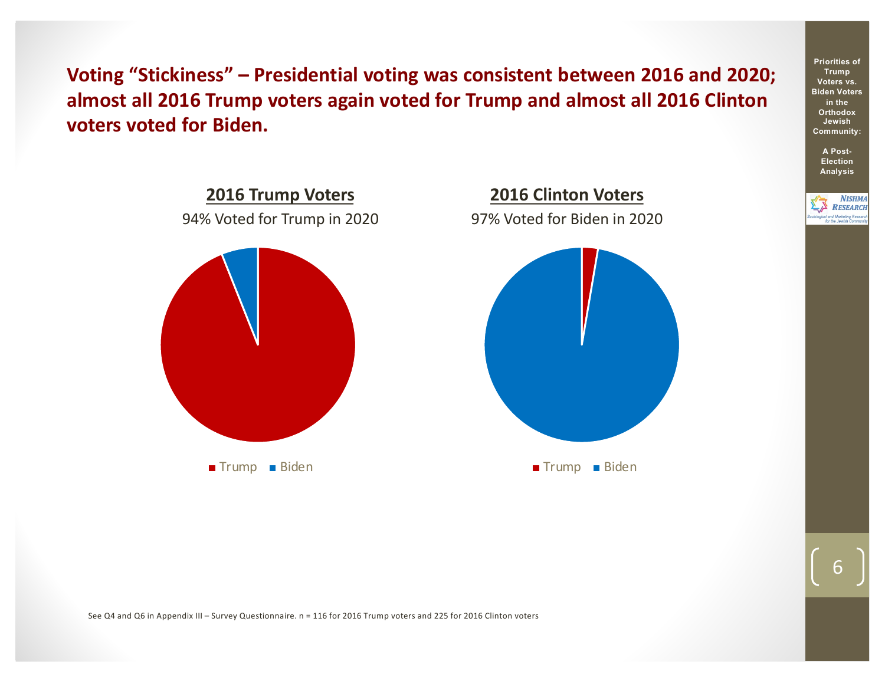## Voting "Stickiness" – Presidential voting was consistent between 2016 and 2020; almost all 2016 Trump voters again voted for Trump and almost all 2016 Clinton voters voted for Biden.

**2016 Trump Voters**

94% Voted for Trump in 2020

■ Trump ■ Biden

**2016 Clinton Voters**

97% Voted for Biden in 2020

■ Trump ■ Biden

See Q4 and Q6 in Appendix III – Survey Questionnaire. n = 116 for 2016 Trump voters and 225 for 2016 Clinton voters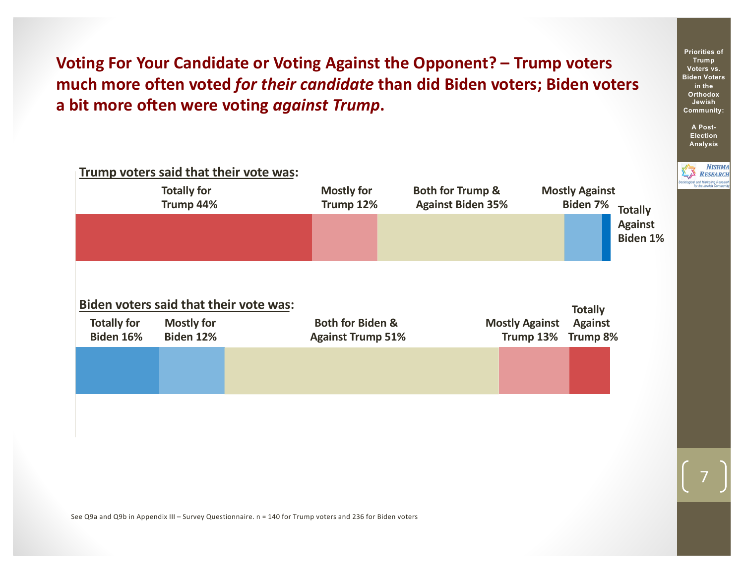# Voting For Your Candidate or Voting Against the Opponent? – Trump voters much more often voted *for their candidate* than did Biden voters; Biden voters a bit more often were voting *against Trump*.

**Trump voters said that their vote was:**

| Totally for Trump | Mostly for Trump | Both for Trump & Against Biden | Mostly Against Biden | Totally Against Biden |
|---|---|---|---|---|
| 44% | 12% | 35% | 7% | 1% |

**Biden voters said that their vote was:**

| Totally for Biden | Mostly for Biden | Both for Biden & Against Trump | Mostly Against Trump | Totally Against Trump |
|---|---|---|---|---|
| 16% | 12% | 51% | 13% | 8% |

See Q9a and Q9b in Appendix III – Survey Questionnaire. n = 140 for Trump voters and 236 for Biden voters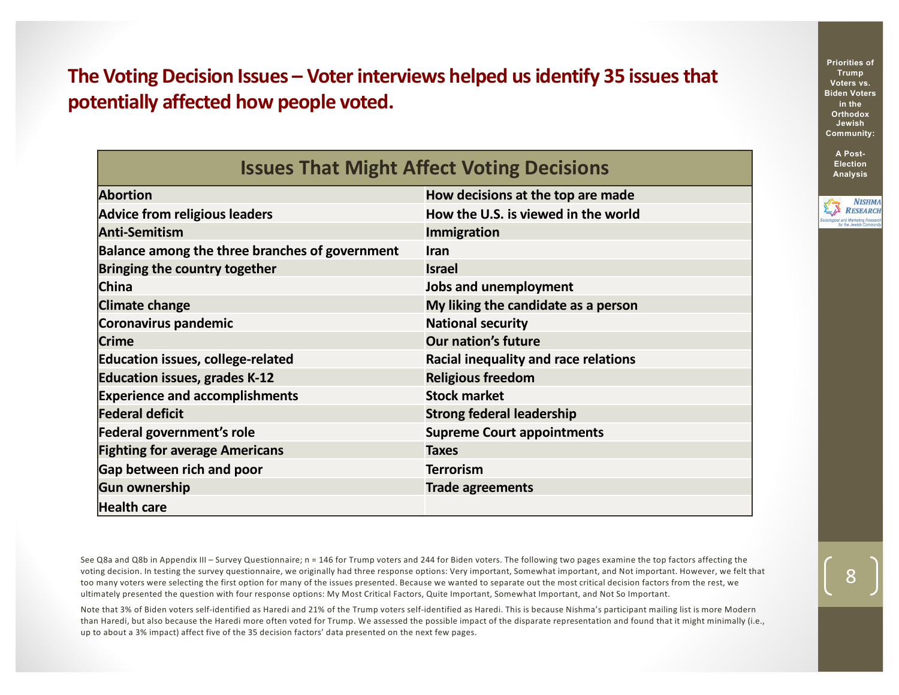## The Voting Decision Issues – Voter interviews helped us identify 35 issues that potentially affected how people voted.

| Issues That Might Affect Voting Decisions | |
|---|---|
| **Abortion** | **How decisions at the top are made** |
| **Advice from religious leaders** | **How the U.S. is viewed in the world** |
| **Anti-Semitism** | **Immigration** |
| **Balance among the three branches of government** | **Iran** |
| **Bringing the country together** | **Israel** |
| **China** | **Jobs and unemployment** |
| **Climate change** | **My liking the candidate as a person** |
| **Coronavirus pandemic** | **National security** |
| **Crime** | **Our nation's future** |
| **Education issues, college-related** | **Racial inequality and race relations** |
| **Education issues, grades K-12** | **Religious freedom** |
| **Experience and accomplishments** | **Stock market** |
| **Federal deficit** | **Strong federal leadership** |
| **Federal government's role** | **Supreme Court appointments** |
| **Fighting for average Americans** | **Taxes** |
| **Gap between rich and poor** | **Terrorism** |
| **Gun ownership** | **Trade agreements** |
| **Health care** | |

See Q8a and Q8b in Appendix III – Survey Questionnaire; n = 146 for Trump voters and 244 for Biden voters. The following two pages examine the top factors affecting the voting decision. In testing the survey questionnaire, we originally had three response options: Very important, Somewhat important, and Not important. However, we felt that too many voters were selecting the first option for many of the issues presented. Because we wanted to separate out the most critical decision factors from the rest, we ultimately presented the question with four response options: My Most Critical Factors, Quite Important, Somewhat Important, and Not So Important.

Note that 3% of Biden voters self-identified as Haredi and 21% of the Trump voters self-identified as Haredi. This is because Nishma's participant mailing list is more Modern than Haredi, but also because the Haredi more often voted for Trump. We assessed the possible impact of the disparate representation and found that it might minimally (i.e., up to about a 3% impact) affect five of the 35 decision factors' data presented on the next few pages.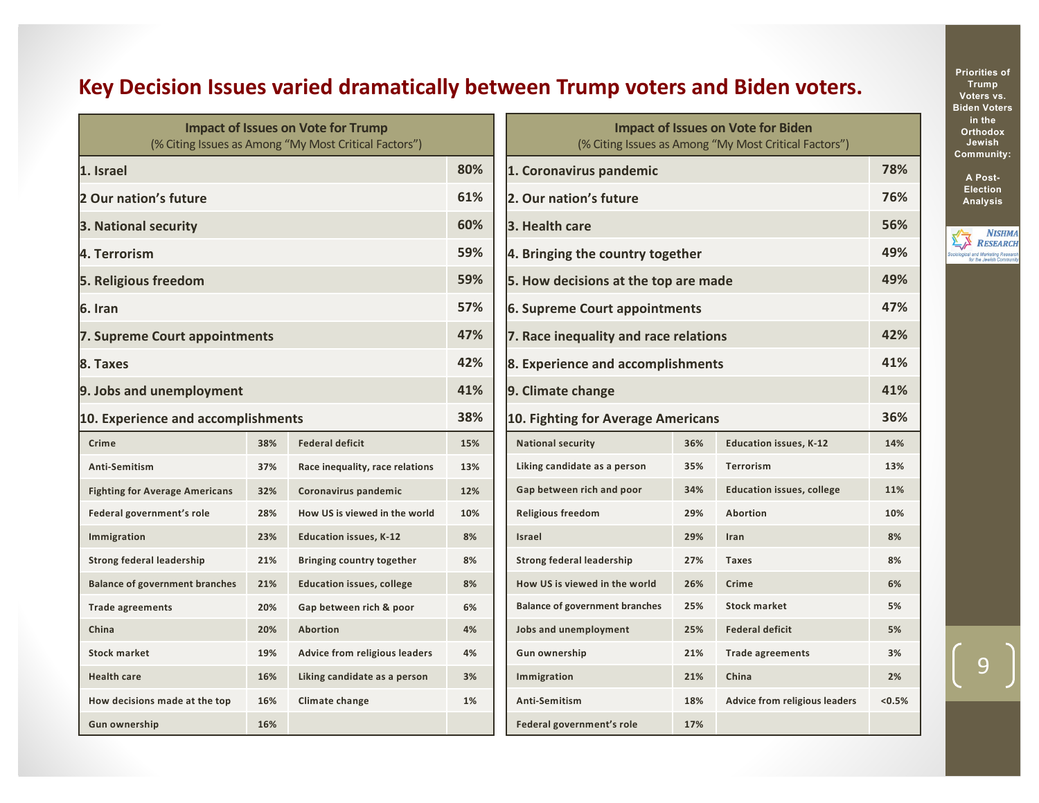# Key Decision Issues varied dramatically between Trump voters and Biden voters.

| Impact of Issues on Vote for Trump (% Citing Issues as Among "My Most Critical Factors") | |
|---|---|
| 1. Israel | 80% |
| 2 Our nation's future | 61% |
| 3. National security | 60% |
| 4. Terrorism | 59% |
| 5. Religious freedom | 59% |
| 6. Iran | 57% |
| 7. Supreme Court appointments | 47% |
| 8. Taxes | 42% |
| 9. Jobs and unemployment | 41% |
| 10. Experience and accomplishments | 38% |

| Issue | % | Issue | % |
|---|---|---|---|
| Crime | 38% | Federal deficit | 15% |
| Anti-Semitism | 37% | Race inequality, race relations | 13% |
| Fighting for Average Americans | 32% | Coronavirus pandemic | 12% |
| Federal government's role | 28% | How US is viewed in the world | 10% |
| Immigration | 23% | Education issues, K-12 | 8% |
| Strong federal leadership | 21% | Bringing country together | 8% |
| Balance of government branches | 21% | Education issues, college | 8% |
| Trade agreements | 20% | Gap between rich & poor | 6% |
| China | 20% | Abortion | 4% |
| Stock market | 19% | Advice from religious leaders | 4% |
| Health care | 16% | Liking candidate as a person | 3% |
| How decisions made at the top | 16% | Climate change | 1% |
| Gun ownership | 16% | | |

| Impact of Issues on Vote for Biden (% Citing Issues as Among "My Most Critical Factors") | |
|---|---|
| 1. Coronavirus pandemic | 78% |
| 2. Our nation's future | 76% |
| 3. Health care | 56% |
| 4. Bringing the country together | 49% |
| 5. How decisions at the top are made | 49% |
| 6. Supreme Court appointments | 47% |
| 7. Race inequality and race relations | 42% |
| 8. Experience and accomplishments | 41% |
| 9. Climate change | 41% |
| 10. Fighting for Average Americans | 36% |

| Issue | % | Issue | % |
|---|---|---|---|
| National security | 36% | Education issues, K-12 | 14% |
| Liking candidate as a person | 35% | Terrorism | 13% |
| Gap between rich and poor | 34% | Education issues, college | 11% |
| Religious freedom | 29% | Abortion | 10% |
| Israel | 29% | Iran | 8% |
| Strong federal leadership | 27% | Taxes | 8% |
| How US is viewed in the world | 26% | Crime | 6% |
| Balance of government branches | 25% | Stock market | 5% |
| Jobs and unemployment | 25% | Federal deficit | 5% |
| Gun ownership | 21% | Trade agreements | 3% |
| Immigration | 21% | China | 2% |
| Anti-Semitism | 18% | Advice from religious leaders | <0.5% |
| Federal government's role | 17% | | |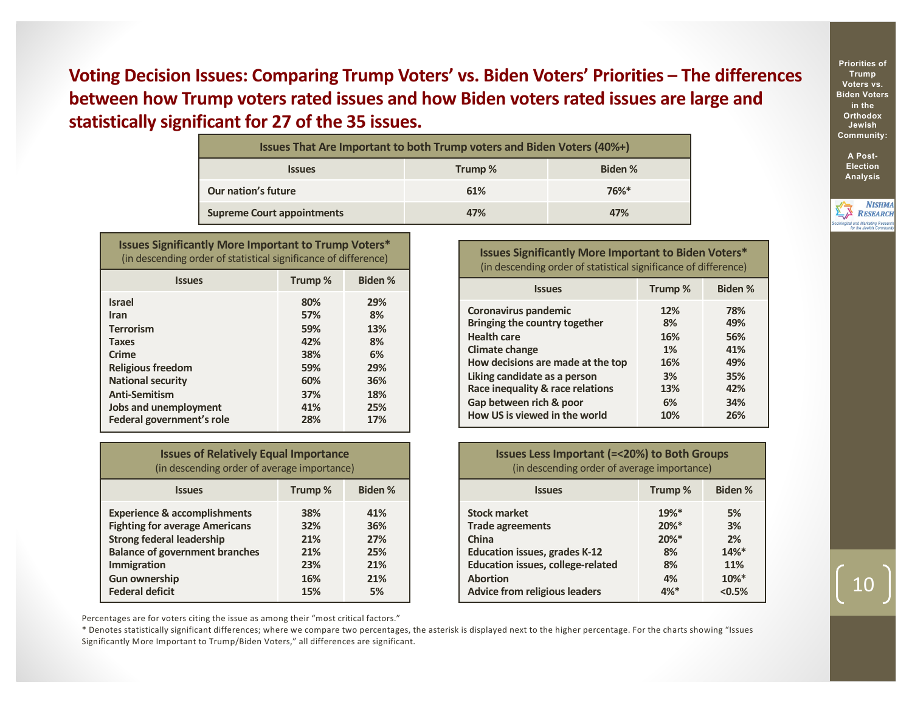# Voting Decision Issues: Comparing Trump Voters' vs. Biden Voters' Priorities – The differences between how Trump voters rated issues and how Biden voters rated issues are large and statistically significant for 27 of the 35 issues.

| Issues That Are Important to both Trump voters and Biden Voters (40%+) | | |
|---|---|---|
| **Issues** | **Trump %** | **Biden %** |
| Our nation's future | 61% | 76%* |
| Supreme Court appointments | 47% | 47% |

**Issues Significantly More Important to Trump Voters***
(in descending order of statistical significance of difference)

| Issues | Trump % | Biden % |
|---|---|---|
| Israel | 80% | 29% |
| Iran | 57% | 8% |
| Terrorism | 59% | 13% |
| Taxes | 42% | 8% |
| Crime | 38% | 6% |
| Religious freedom | 59% | 29% |
| National security | 60% | 36% |
| Anti-Semitism | 37% | 18% |
| Jobs and unemployment | 41% | 25% |
| Federal government's role | 28% | 17% |

**Issues Significantly More Important to Biden Voters***
(in descending order of statistical significance of difference)

| Issues | Trump % | Biden % |
|---|---|---|
| Coronavirus pandemic | 12% | 78% |
| Bringing the country together | 8% | 49% |
| Health care | 16% | 56% |
| Climate change | 1% | 41% |
| How decisions are made at the top | 16% | 49% |
| Liking candidate as a person | 3% | 35% |
| Race inequality & race relations | 13% | 42% |
| Gap between rich & poor | 6% | 34% |
| How US is viewed in the world | 10% | 26% |

**Issues of Relatively Equal Importance**
(in descending order of average importance)

| Issues | Trump % | Biden % |
|---|---|---|
| Experience & accomplishments | 38% | 41% |
| Fighting for average Americans | 32% | 36% |
| Strong federal leadership | 21% | 27% |
| Balance of government branches | 21% | 25% |
| Immigration | 23% | 21% |
| Gun ownership | 16% | 21% |
| Federal deficit | 15% | 5% |

**Issues Less Important (=<20%) to Both Groups**
(in descending order of average importance)

| Issues | Trump % | Biden % |
|---|---|---|
| Stock market | 19%* | 5% |
| Trade agreements | 20%* | 3% |
| China | 20%* | 2% |
| Education issues, grades K-12 | 8% | 14%* |
| Education issues, college-related | 8% | 11% |
| Abortion | 4% | 10%* |
| Advice from religious leaders | 4%* | <0.5% |

Percentages are for voters citing the issue as among their "most critical factors."
* Denotes statistically significant differences; where we compare two percentages, the asterisk is displayed next to the higher percentage. For the charts showing "Issues Significantly More Important to Trump/Biden Voters," all differences are significant.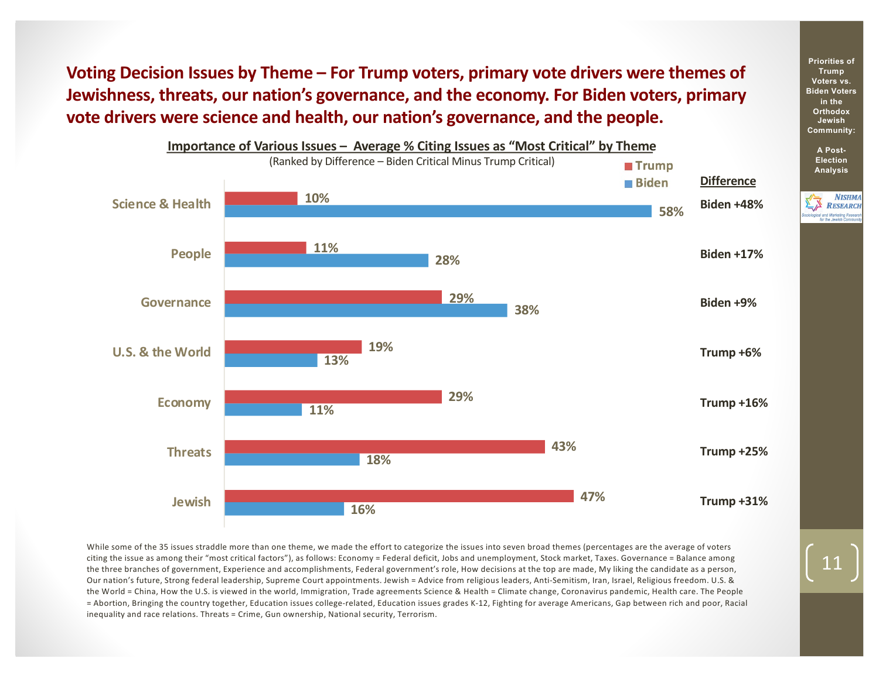# Voting Decision Issues by Theme – For Trump voters, primary vote drivers were themes of Jewishness, threats, our nation's governance, and the economy. For Biden voters, primary vote drivers were science and health, our nation's governance, and the people.

**Importance of Various Issues – Average % Citing Issues as "Most Critical" by Theme**

(Ranked by Difference – Biden Critical Minus Trump Critical)

| Theme | Trump | Biden | Difference |
|---|---|---|---|
| Science & Health | 10% | 58% | Biden +48% |
| People | 11% | 28% | Biden +17% |
| Governance | 29% | 38% | Biden +9% |
| U.S. & the World | 19% | 13% | Trump +6% |
| Economy | 29% | 11% | Trump +16% |
| Threats | 43% | 18% | Trump +25% |
| Jewish | 47% | 16% | Trump +31% |

While some of the 35 issues straddle more than one theme, we made the effort to categorize the issues into seven broad themes (percentages are the average of voters citing the issue as among their "most critical factors"), as follows: Economy = Federal deficit, Jobs and unemployment, Stock market, Taxes. Governance = Balance among the three branches of government, Experience and accomplishments, Federal government's role, How decisions at the top are made, My liking the candidate as a person, Our nation's future, Strong federal leadership, Supreme Court appointments. Jewish = Advice from religious leaders, Anti-Semitism, Iran, Israel, Religious freedom. U.S. & the World = China, How the U.S. is viewed in the world, Immigration, Trade agreements Science & Health = Climate change, Coronavirus pandemic, Health care. The People = Abortion, Bringing the country together, Education issues college-related, Education issues grades K-12, Fighting for average Americans, Gap between rich and poor, Racial inequality and race relations. Threats = Crime, Gun ownership, National security, Terrorism.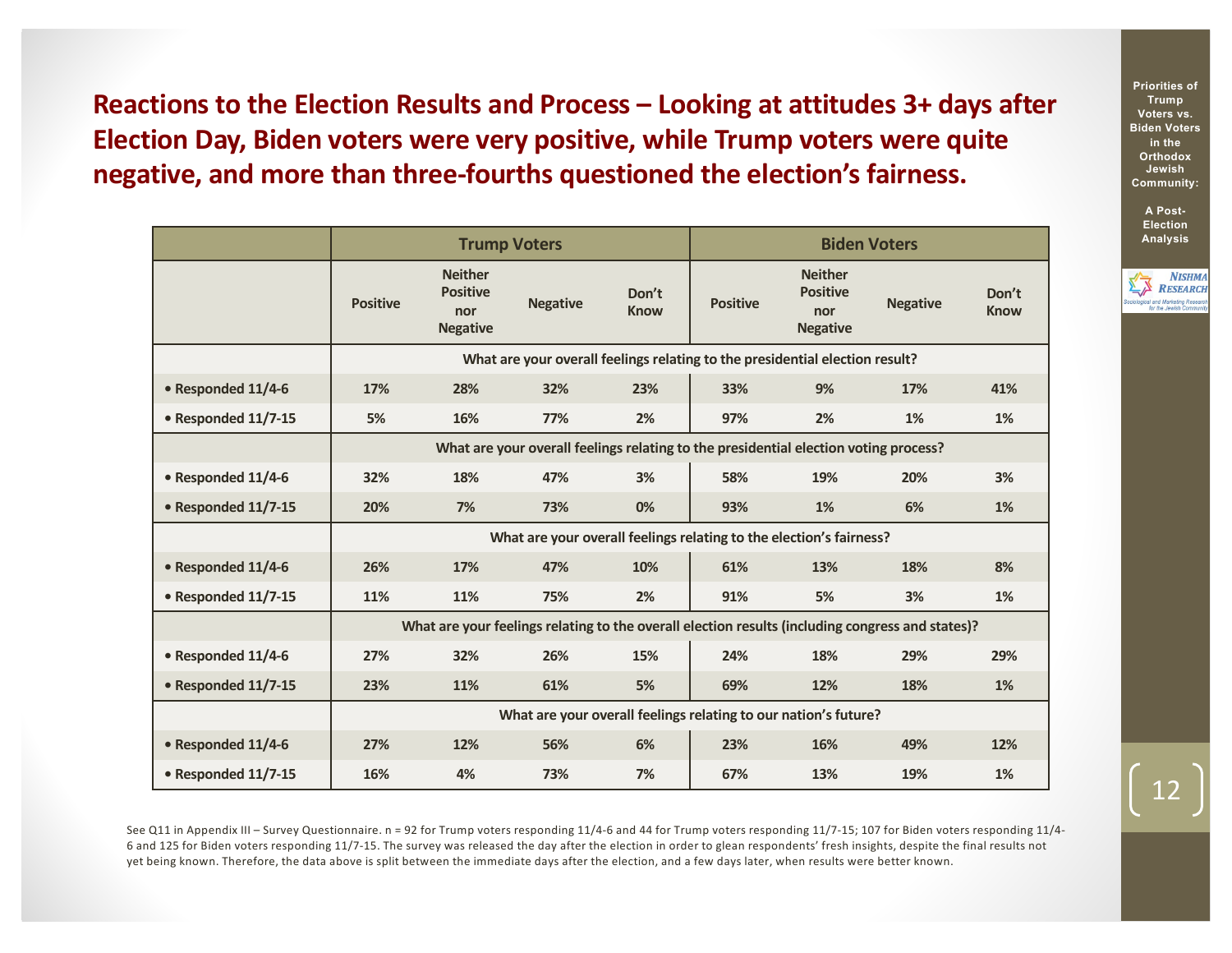## Reactions to the Election Results and Process – Looking at attitudes 3+ days after Election Day, Biden voters were very positive, while Trump voters were quite negative, and more than three-fourths questioned the election's fairness.

| | Trump Voters | | | | Biden Voters | | | |
|---|---|---|---|---|---|---|---|---|
| | Positive | Neither Positive nor Negative | Negative | Don't Know | Positive | Neither Positive nor Negative | Negative | Don't Know |
| | What are your overall feelings relating to the presidential election result? | | | | | | | |
| • Responded 11/4-6 | 17% | 28% | 32% | 23% | 33% | 9% | 17% | 41% |
| • Responded 11/7-15 | 5% | 16% | 77% | 2% | 97% | 2% | 1% | 1% |
| | What are your overall feelings relating to the presidential election voting process? | | | | | | | |
| • Responded 11/4-6 | 32% | 18% | 47% | 3% | 58% | 19% | 20% | 3% |
| • Responded 11/7-15 | 20% | 7% | 73% | 0% | 93% | 1% | 6% | 1% |
| | What are your overall feelings relating to the election's fairness? | | | | | | | |
| • Responded 11/4-6 | 26% | 17% | 47% | 10% | 61% | 13% | 18% | 8% |
| • Responded 11/7-15 | 11% | 11% | 75% | 2% | 91% | 5% | 3% | 1% |
| | What are your feelings relating to the overall election results (including congress and states)? | | | | | | | |
| • Responded 11/4-6 | 27% | 32% | 26% | 15% | 24% | 18% | 29% | 29% |
| • Responded 11/7-15 | 23% | 11% | 61% | 5% | 69% | 12% | 18% | 1% |
| | What are your overall feelings relating to our nation's future? | | | | | | | |
| • Responded 11/4-6 | 27% | 12% | 56% | 6% | 23% | 16% | 49% | 12% |
| • Responded 11/7-15 | 16% | 4% | 73% | 7% | 67% | 13% | 19% | 1% |

See Q11 in Appendix III – Survey Questionnaire. n = 92 for Trump voters responding 11/4-6 and 44 for Trump voters responding 11/7-15; 107 for Biden voters responding 11/4-6 and 125 for Biden voters responding 11/7-15. The survey was released the day after the election in order to glean respondents' fresh insights, despite the final results not yet being known. Therefore, the data above is split between the immediate days after the election, and a few days later, when results were better known.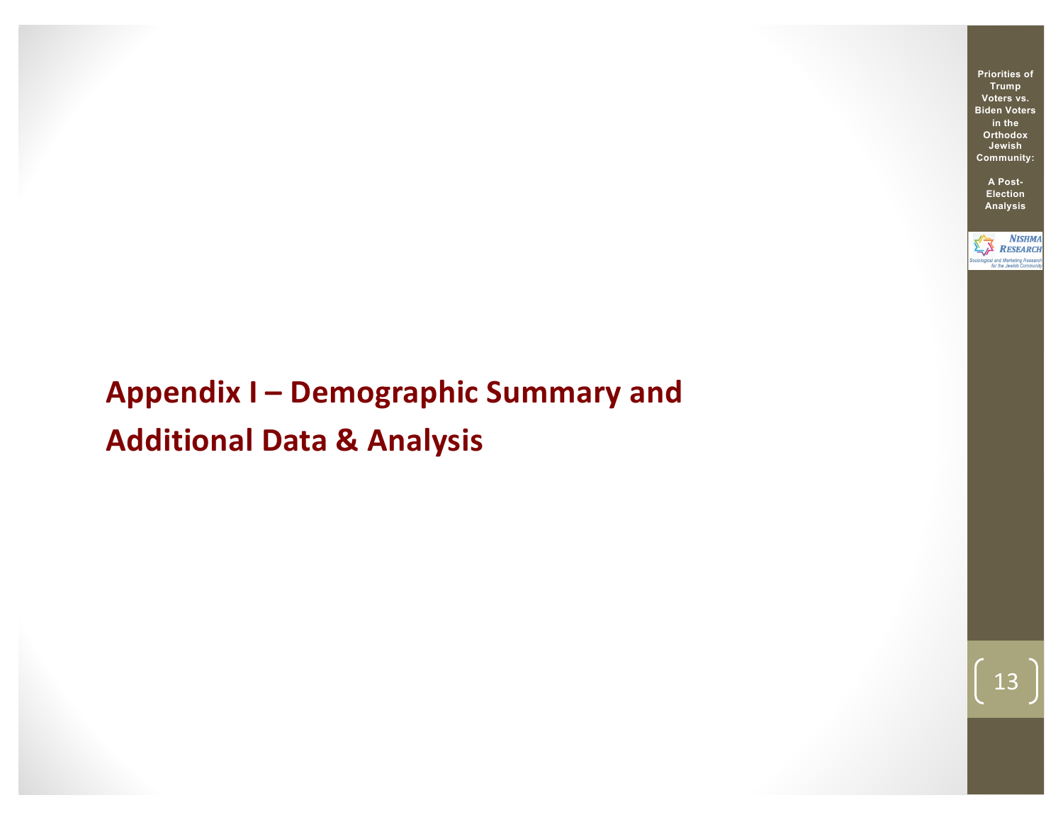# Appendix I – Demographic Summary and Additional Data & Analysis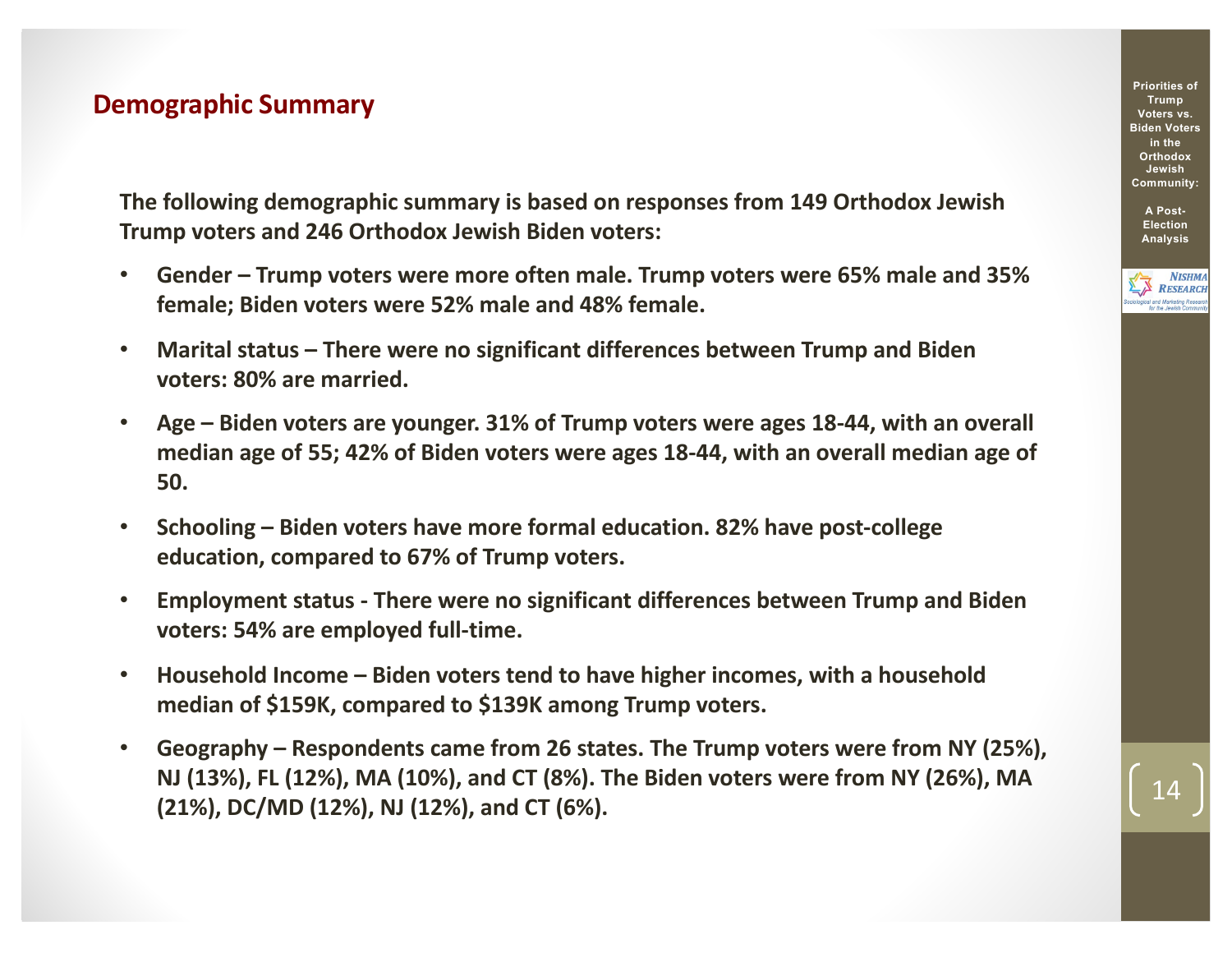## Demographic Summary

**The following demographic summary is based on responses from 149 Orthodox Jewish Trump voters and 246 Orthodox Jewish Biden voters:**

- **Gender – Trump voters were more often male. Trump voters were 65% male and 35% female; Biden voters were 52% male and 48% female.**
- **Marital status – There were no significant differences between Trump and Biden voters: 80% are married.**
- **Age – Biden voters are younger. 31% of Trump voters were ages 18-44, with an overall median age of 55; 42% of Biden voters were ages 18-44, with an overall median age of 50.**
- **Schooling – Biden voters have more formal education. 82% have post-college education, compared to 67% of Trump voters.**
- **Employment status - There were no significant differences between Trump and Biden voters: 54% are employed full-time.**
- **Household Income – Biden voters tend to have higher incomes, with a household median of $159K, compared to $139K among Trump voters.**
- **Geography – Respondents came from 26 states. The Trump voters were from NY (25%), NJ (13%), FL (12%), MA (10%), and CT (8%). The Biden voters were from NY (26%), MA (21%), DC/MD (12%), NJ (12%), and CT (6%).**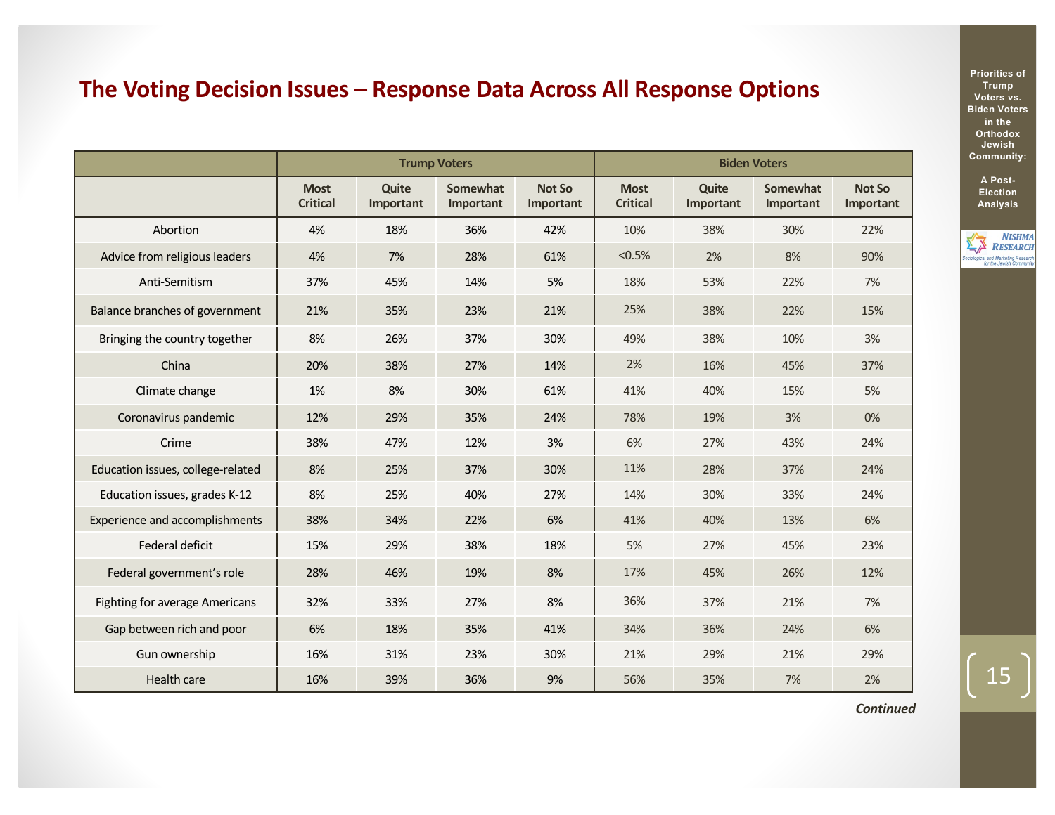## The Voting Decision Issues – Response Data Across All Response Options

| | Trump Voters | | | | Biden Voters | | | |
|---|---|---|---|---|---|---|---|---|
| | Most Critical | Quite Important | Somewhat Important | Not So Important | Most Critical | Quite Important | Somewhat Important | Not So Important |
| Abortion | 4% | 18% | 36% | 42% | 10% | 38% | 30% | 22% |
| Advice from religious leaders | 4% | 7% | 28% | 61% | <0.5% | 2% | 8% | 90% |
| Anti-Semitism | 37% | 45% | 14% | 5% | 18% | 53% | 22% | 7% |
| Balance branches of government | 21% | 35% | 23% | 21% | 25% | 38% | 22% | 15% |
| Bringing the country together | 8% | 26% | 37% | 30% | 49% | 38% | 10% | 3% |
| China | 20% | 38% | 27% | 14% | 2% | 16% | 45% | 37% |
| Climate change | 1% | 8% | 30% | 61% | 41% | 40% | 15% | 5% |
| Coronavirus pandemic | 12% | 29% | 35% | 24% | 78% | 19% | 3% | 0% |
| Crime | 38% | 47% | 12% | 3% | 6% | 27% | 43% | 24% |
| Education issues, college-related | 8% | 25% | 37% | 30% | 11% | 28% | 37% | 24% |
| Education issues, grades K-12 | 8% | 25% | 40% | 27% | 14% | 30% | 33% | 24% |
| Experience and accomplishments | 38% | 34% | 22% | 6% | 41% | 40% | 13% | 6% |
| Federal deficit | 15% | 29% | 38% | 18% | 5% | 27% | 45% | 23% |
| Federal government's role | 28% | 46% | 19% | 8% | 17% | 45% | 26% | 12% |
| Fighting for average Americans | 32% | 33% | 27% | 8% | 36% | 37% | 21% | 7% |
| Gap between rich and poor | 6% | 18% | 35% | 41% | 34% | 36% | 24% | 6% |
| Gun ownership | 16% | 31% | 23% | 30% | 21% | 29% | 21% | 29% |
| Health care | 16% | 39% | 36% | 9% | 56% | 35% | 7% | 2% |

***Continued***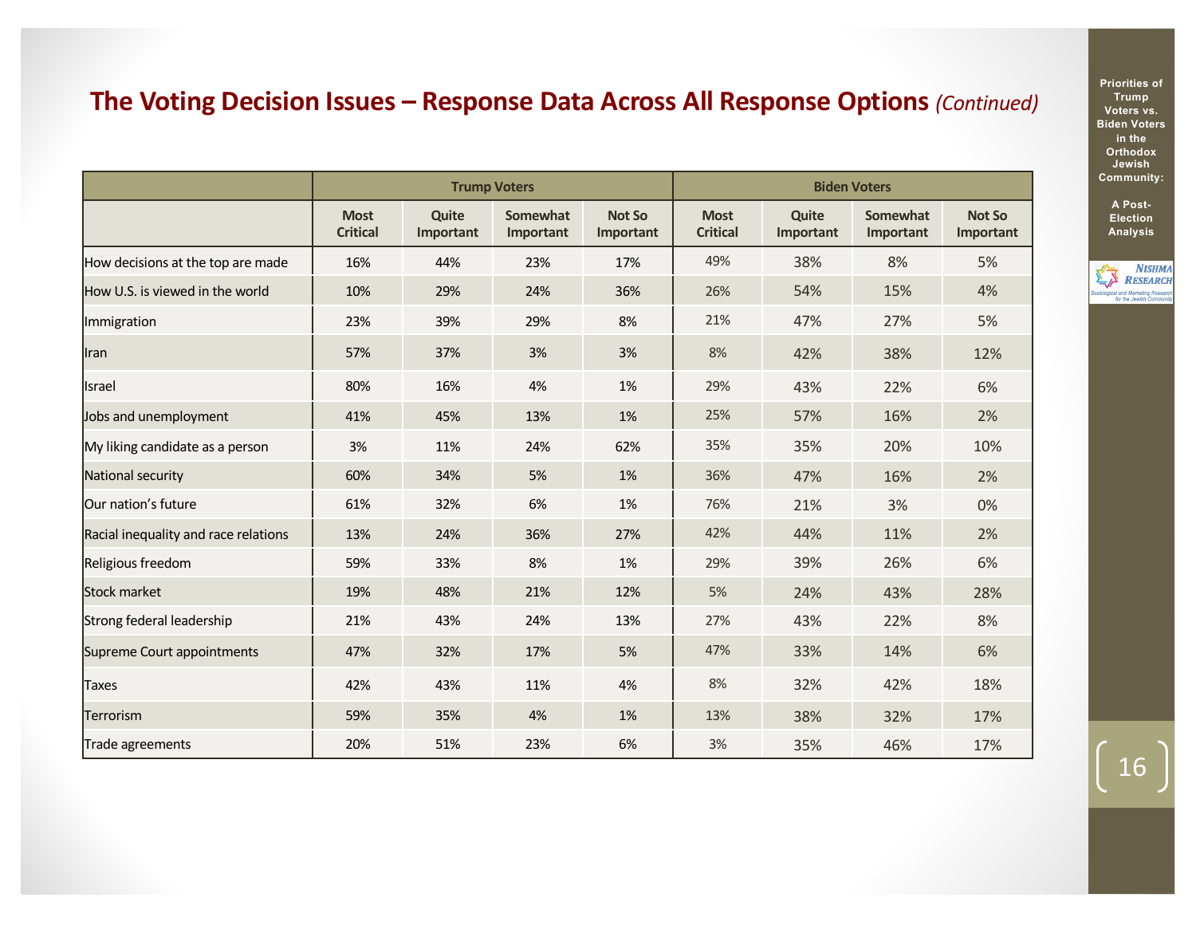## The Voting Decision Issues – Response Data Across All Response Options *(Continued)*

| | Trump Voters | | | | Biden Voters | | | |
|---|---|---|---|---|---|---|---|---|
| | Most Critical | Quite Important | Somewhat Important | Not So Important | Most Critical | Quite Important | Somewhat Important | Not So Important |
| How decisions at the top are made | 16% | 44% | 23% | 17% | 49% | 38% | 8% | 5% |
| How U.S. is viewed in the world | 10% | 29% | 24% | 36% | 26% | 54% | 15% | 4% |
| Immigration | 23% | 39% | 29% | 8% | 21% | 47% | 27% | 5% |
| Iran | 57% | 37% | 3% | 3% | 8% | 42% | 38% | 12% |
| Israel | 80% | 16% | 4% | 1% | 29% | 43% | 22% | 6% |
| Jobs and unemployment | 41% | 45% | 13% | 1% | 25% | 57% | 16% | 2% |
| My liking candidate as a person | 3% | 11% | 24% | 62% | 35% | 35% | 20% | 10% |
| National security | 60% | 34% | 5% | 1% | 36% | 47% | 16% | 2% |
| Our nation's future | 61% | 32% | 6% | 1% | 76% | 21% | 3% | 0% |
| Racial inequality and race relations | 13% | 24% | 36% | 27% | 42% | 44% | 11% | 2% |
| Religious freedom | 59% | 33% | 8% | 1% | 29% | 39% | 26% | 6% |
| Stock market | 19% | 48% | 21% | 12% | 5% | 24% | 43% | 28% |
| Strong federal leadership | 21% | 43% | 24% | 13% | 27% | 43% | 22% | 8% |
| Supreme Court appointments | 47% | 32% | 17% | 5% | 47% | 33% | 14% | 6% |
| Taxes | 42% | 43% | 11% | 4% | 8% | 32% | 42% | 18% |
| Terrorism | 59% | 35% | 4% | 1% | 13% | 38% | 32% | 17% |
| Trade agreements | 20% | 51% | 23% | 6% | 3% | 35% | 46% | 17% |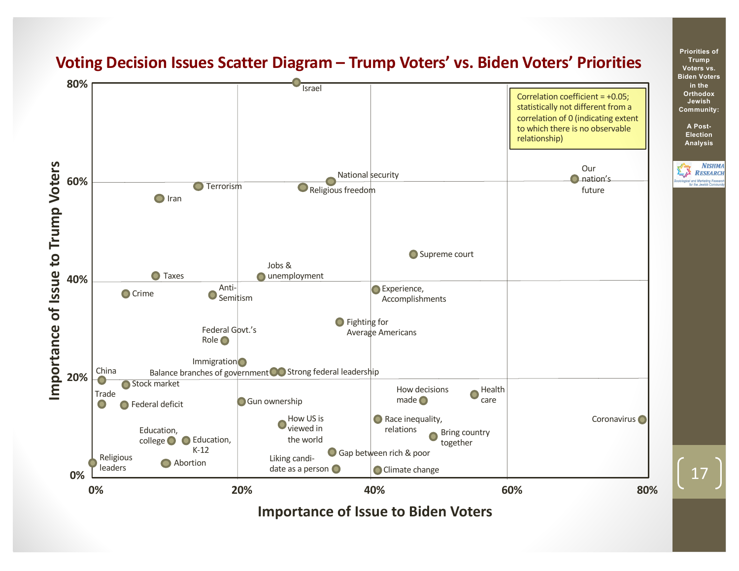# Voting Decision Issues Scatter Diagram – Trump Voters' vs. Biden Voters' Priorities

Correlation coefficient = +0.05; statistically not different from a correlation of 0 (indicating extent to which there is no observable relationship)

Importance of Issue to Trump Voters (y-axis: 0%–80%)

Importance of Issue to Biden Voters (x-axis: 0%–80%)

Data point labels: Israel; National security; Religious freedom; Terrorism; Iran; Our nation's future; Supreme court; Taxes; Jobs & unemployment; Crime; Anti-Semitism; Experience, Accomplishments; Fighting for Average Americans; Federal Govt.'s Role; Immigration; Balance branches of government; Strong federal leadership; China; Stock market; Trade; Federal deficit; Gun ownership; How decisions made; Health care; How US is viewed in the world; Race inequality, relations; Coronavirus; Education, college; Education, K-12; Bring country together; Gap between rich & poor; Religious leaders; Abortion; Liking candidate as a person; Climate change

Priorities of Trump Voters vs. Biden Voters in the Orthodox Jewish Community: A Post-Election Analysis

NISHMA RESEARCH – Sociological and Marketing Research for the Jewish Community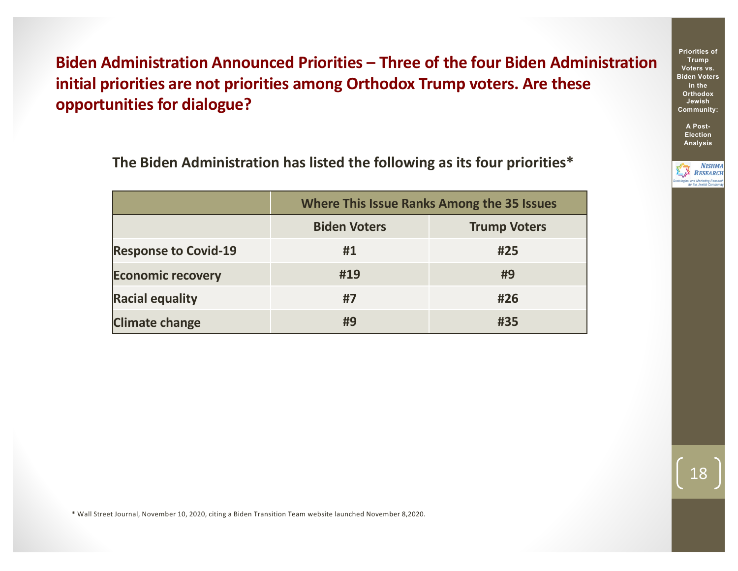## Biden Administration Announced Priorities – Three of the four Biden Administration initial priorities are not priorities among Orthodox Trump voters. Are these opportunities for dialogue?

**The Biden Administration has listed the following as its four priorities***

| | Where This Issue Ranks Among the 35 Issues | |
|---|---|---|
| | **Biden Voters** | **Trump Voters** |
| **Response to Covid-19** | **#1** | **#25** |
| **Economic recovery** | **#19** | **#9** |
| **Racial equality** | **#7** | **#26** |
| **Climate change** | **#9** | **#35** |

* Wall Street Journal, November 10, 2020, citing a Biden Transition Team website launched November 8,2020.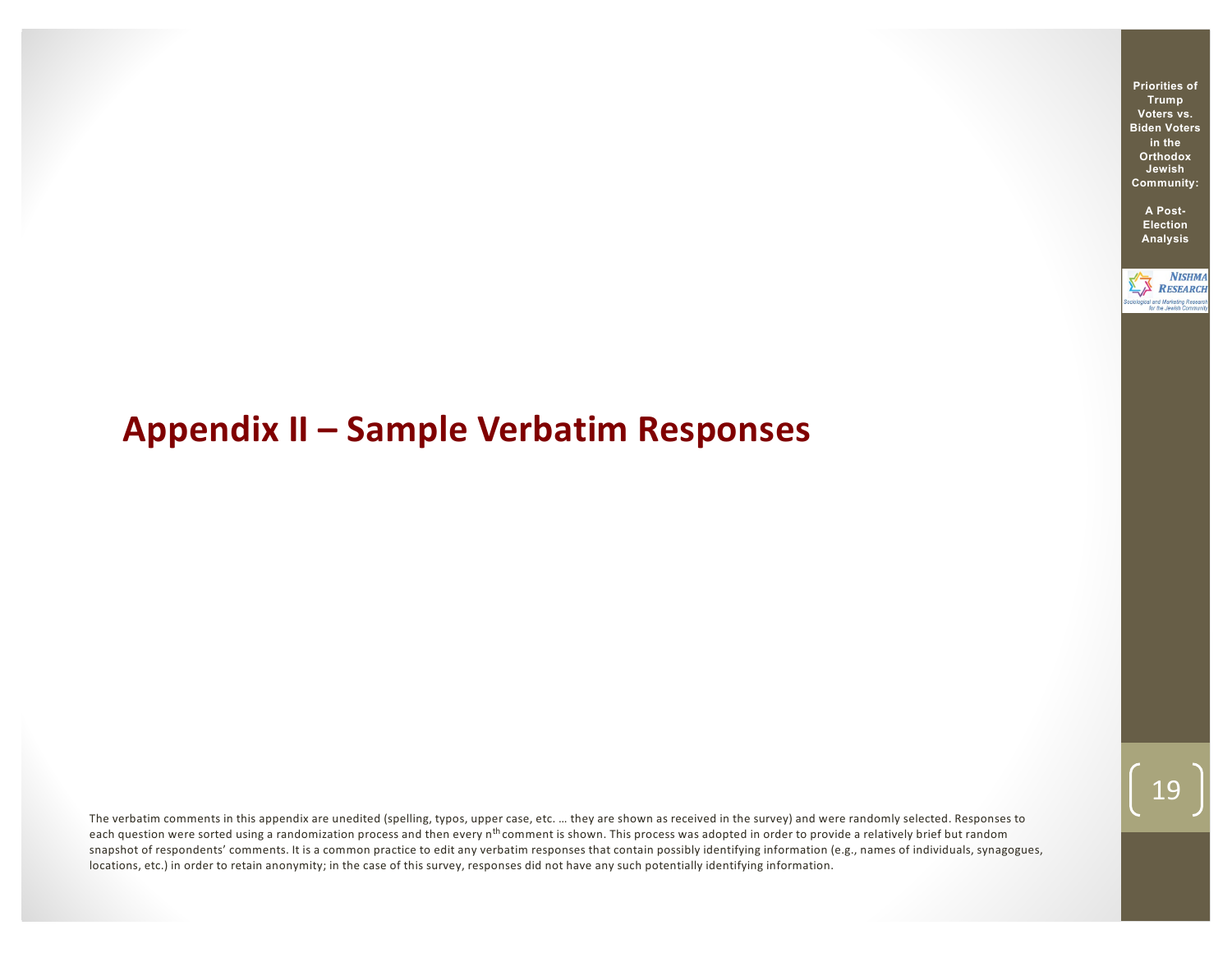# Appendix II – Sample Verbatim Responses

The verbatim comments in this appendix are unedited (spelling, typos, upper case, etc. … they are shown as received in the survey) and were randomly selected. Responses to each question were sorted using a randomization process and then every $n^{th}$ comment is shown. This process was adopted in order to provide a relatively brief but random snapshot of respondents' comments. It is a common practice to edit any verbatim responses that contain possibly identifying information (e.g., names of individuals, synagogues, locations, etc.) in order to retain anonymity; in the case of this survey, responses did not have any such potentially identifying information.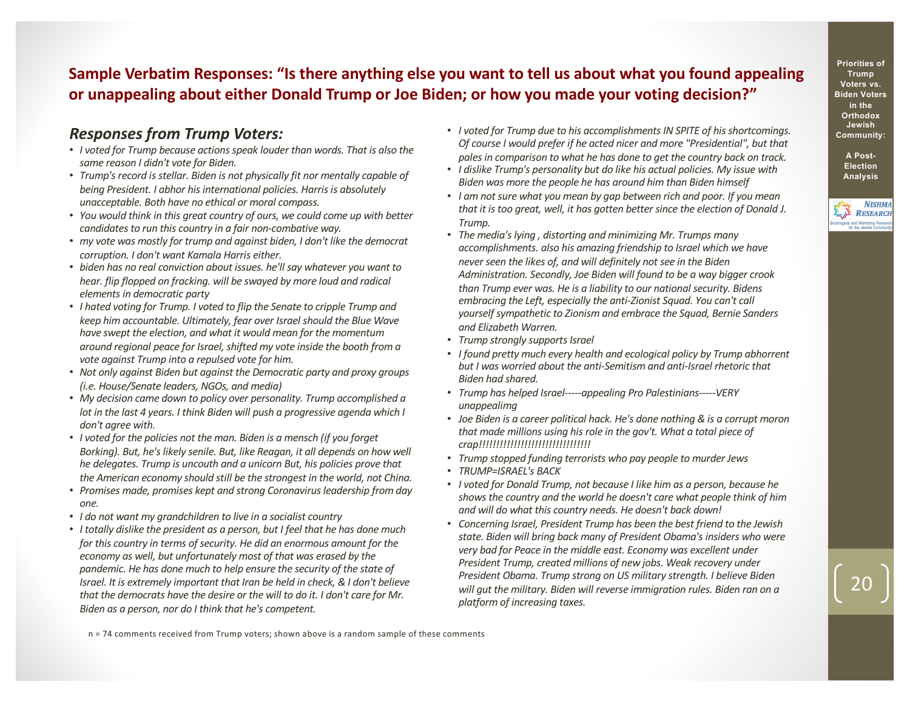## Sample Verbatim Responses: "Is there anything else you want to tell us about what you found appealing or unappealing about either Donald Trump or Joe Biden; or how you made your voting decision?"

### *Responses from Trump Voters:*

- *I voted for Trump because actions speak louder than words. That is also the same reason I didn't vote for Biden.*
- *Trump's record is stellar. Biden is not physically fit nor mentally capable of being President. I abhor his international policies. Harris is absolutely unacceptable. Both have no ethical or moral compass.*
- *You would think in this great country of ours, we could come up with better candidates to run this country in a fair non-combative way.*
- *my vote was mostly for trump and against biden, I don't like the democrat corruption. I don't want Kamala Harris either.*
- *biden has no real conviction about issues. he'll say whatever you want to hear. flip flopped on fracking. will be swayed by more loud and radical elements in democratic party*
- *I hated voting for Trump. I voted to flip the Senate to cripple Trump and keep him accountable. Ultimately, fear over Israel should the Blue Wave have swept the election, and what it would mean for the momentum around regional peace for Israel, shifted my vote inside the booth from a vote against Trump into a repulsed vote for him.*
- *Not only against Biden but against the Democratic party and proxy groups (i.e. House/Senate leaders, NGOs, and media)*
- *My decision came down to policy over personality. Trump accomplished a lot in the last 4 years. I think Biden will push a progressive agenda which I don't agree with.*
- *I voted for the policies not the man. Biden is a mensch (if you forget Borking). But, he's likely senile. But, like Reagan, it all depends on how well he delegates. Trump is uncouth and a unicorn But, his policies prove that the American economy should still be the strongest in the world, not China.*
- *Promises made, promises kept and strong Coronavirus leadership from day one.*
- *I do not want my grandchildren to live in a socialist country*
- *I totally dislike the president as a person, but I feel that he has done much for this country in terms of security. He did an enormous amount for the economy as well, but unfortunately most of that was erased by the pandemic. He has done much to help ensure the security of the state of Israel. It is extremely important that Iran be held in check, & I don't believe that the democrats have the desire or the will to do it. I don't care for Mr. Biden as a person, nor do I think that he's competent.*
- *I voted for Trump due to his accomplishments IN SPITE of his shortcomings. Of course I would prefer if he acted nicer and more "Presidential", but that pales in comparison to what he has done to get the country back on track.*
- *I dislike Trump's personality but do like his actual policies. My issue with Biden was more the people he has around him than Biden himself*
- *I am not sure what you mean by gap between rich and poor. If you mean that it is too great, well, it has gotten better since the election of Donald J. Trump.*
- *The media's lying , distorting and minimizing Mr. Trumps many accomplishments. also his amazing friendship to Israel which we have never seen the likes of, and will definitely not see in the Biden Administration. Secondly, Joe Biden will found to be a way bigger crook than Trump ever was. He is a liability to our national security. Bidens embracing the Left, especially the anti-Zionist Squad. You can't call yourself sympathetic to Zionism and embrace the Squad, Bernie Sanders and Elizabeth Warren.*
- *Trump strongly supports Israel*
- *I found pretty much every health and ecological policy by Trump abhorrent but I was worried about the anti-Semitism and anti-Israel rhetoric that Biden had shared.*
- *Trump has helped Israel-----appealing Pro Palestinians-----VERY unappealimg*
- *Joe Biden is a career political hack. He's done nothing & is a corrupt moron that made millions using his role in the gov't. What a total piece of crap!!!!!!!!!!!!!!!!!!!!!!!!!!!!!!!!!*
- *Trump stopped funding terrorists who pay people to murder Jews*
- *TRUMP=ISRAEL's BACK*
- *I voted for Donald Trump, not because I like him as a person, because he shows the country and the world he doesn't care what people think of him and will do what this country needs. He doesn't back down!*
- *Concerning Israel, President Trump has been the best friend to the Jewish state. Biden will bring back many of President Obama's insiders who were very bad for Peace in the middle east. Economy was excellent under President Trump, created millions of new jobs. Weak recovery under President Obama. Trump strong on US military strength. I believe Biden will gut the military. Biden will reverse immigration rules. Biden ran on a platform of increasing taxes.*

n = 74 comments received from Trump voters; shown above is a random sample of these comments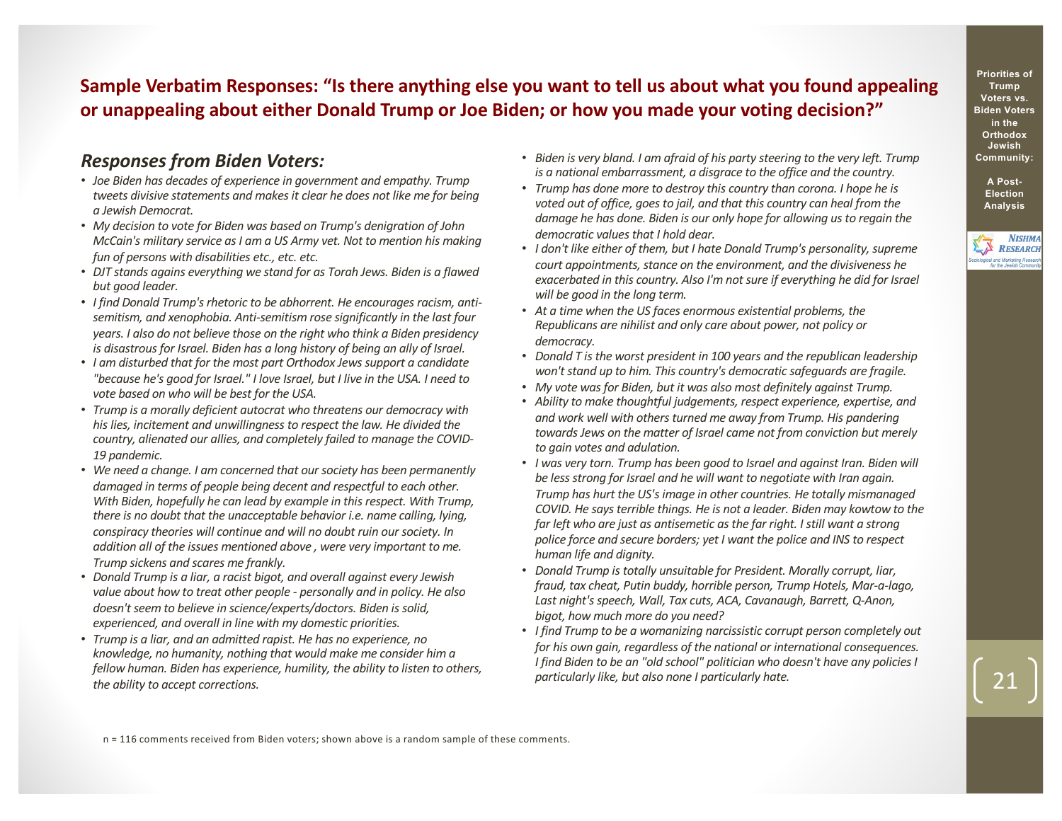## Sample Verbatim Responses: "Is there anything else you want to tell us about what you found appealing or unappealing about either Donald Trump or Joe Biden; or how you made your voting decision?"

### *Responses from Biden Voters:*

- *Joe Biden has decades of experience in government and empathy. Trump tweets divisive statements and makes it clear he does not like me for being a Jewish Democrat.*
- *My decision to vote for Biden was based on Trump's denigration of John McCain's military service as I am a US Army vet. Not to mention his making fun of persons with disabilities etc., etc. etc.*
- *DJT stands agains everything we stand for as Torah Jews. Biden is a flawed but good leader.*
- *I find Donald Trump's rhetoric to be abhorrent. He encourages racism, anti-semitism, and xenophobia. Anti-semitism rose significantly in the last four years. I also do not believe those on the right who think a Biden presidency is disastrous for Israel. Biden has a long history of being an ally of Israel.*
- *I am disturbed that for the most part Orthodox Jews support a candidate "because he's good for Israel." I love Israel, but I live in the USA. I need to vote based on who will be best for the USA.*
- *Trump is a morally deficient autocrat who threatens our democracy with his lies, incitement and unwillingness to respect the law. He divided the country, alienated our allies, and completely failed to manage the COVID-19 pandemic.*
- *We need a change. I am concerned that our society has been permanently damaged in terms of people being decent and respectful to each other. With Biden, hopefully he can lead by example in this respect. With Trump, there is no doubt that the unacceptable behavior i.e. name calling, lying, conspiracy theories will continue and will no doubt ruin our society. In addition all of the issues mentioned above , were very important to me. Trump sickens and scares me frankly.*
- *Donald Trump is a liar, a racist bigot, and overall against every Jewish value about how to treat other people - personally and in policy. He also doesn't seem to believe in science/experts/doctors. Biden is solid, experienced, and overall in line with my domestic priorities.*
- *Trump is a liar, and an admitted rapist. He has no experience, no knowledge, no humanity, nothing that would make me consider him a fellow human. Biden has experience, humility, the ability to listen to others, the ability to accept corrections.*
- *Biden is very bland. I am afraid of his party steering to the very left. Trump is a national embarrassment, a disgrace to the office and the country.*
- *Trump has done more to destroy this country than corona. I hope he is voted out of office, goes to jail, and that this country can heal from the damage he has done. Biden is our only hope for allowing us to regain the democratic values that I hold dear.*
- *I don't like either of them, but I hate Donald Trump's personality, supreme court appointments, stance on the environment, and the divisiveness he exacerbated in this country. Also I'm not sure if everything he did for Israel will be good in the long term.*
- *At a time when the US faces enormous existential problems, the Republicans are nihilist and only care about power, not policy or democracy.*
- *Donald T is the worst president in 100 years and the republican leadership won't stand up to him. This country's democratic safeguards are fragile.*
- *My vote was for Biden, but it was also most definitely against Trump.*
- *Ability to make thoughtful judgements, respect experience, expertise, and and work well with others turned me away from Trump. His pandering towards Jews on the matter of Israel came not from conviction but merely to gain votes and adulation.*
- *I was very torn. Trump has been good to Israel and against Iran. Biden will be less strong for Israel and he will want to negotiate with Iran again. Trump has hurt the US's image in other countries. He totally mismanaged COVID. He says terrible things. He is not a leader. Biden may kowtow to the far left who are just as antisemetic as the far right. I still want a strong police force and secure borders; yet I want the police and INS to respect human life and dignity.*
- *Donald Trump is totally unsuitable for President. Morally corrupt, liar, fraud, tax cheat, Putin buddy, horrible person, Trump Hotels, Mar-a-lago, Last night's speech, Wall, Tax cuts, ACA, Cavanaugh, Barrett, Q-Anon, bigot, how much more do you need?*
- *I find Trump to be a womanizing narcissistic corrupt person completely out for his own gain, regardless of the national or international consequences. I find Biden to be an "old school" politician who doesn't have any policies I particularly like, but also none I particularly hate.*

n = 116 comments received from Biden voters; shown above is a random sample of these comments.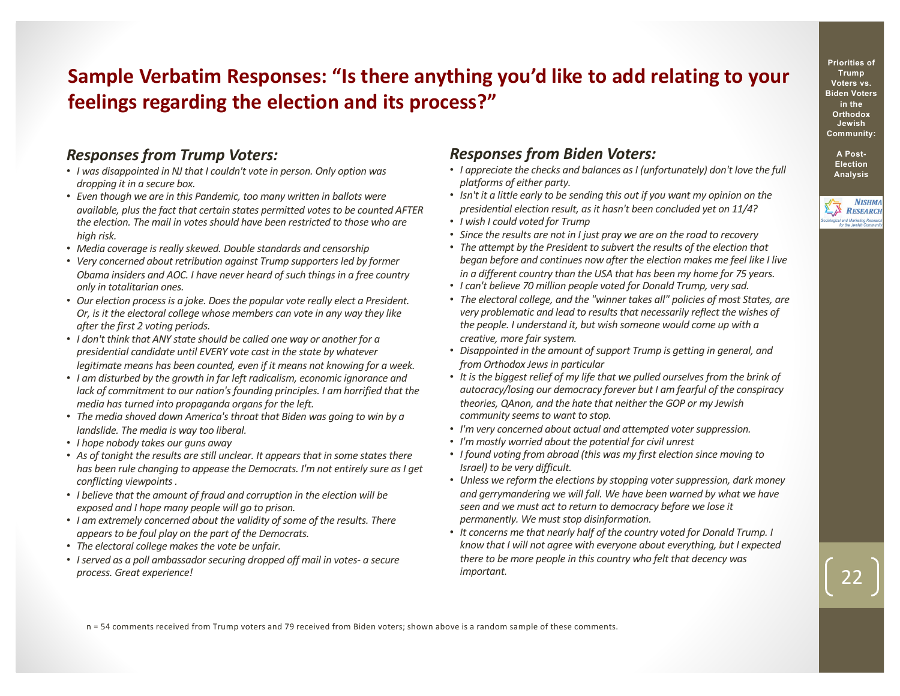# Sample Verbatim Responses: "Is there anything you'd like to add relating to your feelings regarding the election and its process?"

### *Responses from Trump Voters:*

- *I was disappointed in NJ that I couldn't vote in person. Only option was dropping it in a secure box.*
- *Even though we are in this Pandemic, too many written in ballots were available, plus the fact that certain states permitted votes to be counted AFTER the election. The mail in votes should have been restricted to those who are high risk.*
- *Media coverage is really skewed. Double standards and censorship*
- *Very concerned about retribution against Trump supporters led by former Obama insiders and AOC. I have never heard of such things in a free country only in totalitarian ones.*
- *Our election process is a joke. Does the popular vote really elect a President. Or, is it the electoral college whose members can vote in any way they like after the first 2 voting periods.*
- *I don't think that ANY state should be called one way or another for a presidential candidate until EVERY vote cast in the state by whatever legitimate means has been counted, even if it means not knowing for a week.*
- *I am disturbed by the growth in far left radicalism, economic ignorance and lack of commitment to our nation's founding principles. I am horrified that the media has turned into propaganda organs for the left.*
- *The media shoved down America's throat that Biden was going to win by a landslide. The media is way too liberal.*
- *I hope nobody takes our guns away*
- *As of tonight the results are still unclear. It appears that in some states there has been rule changing to appease the Democrats. I'm not entirely sure as I get conflicting viewpoints .*
- *I believe that the amount of fraud and corruption in the election will be exposed and I hope many people will go to prison.*
- *I am extremely concerned about the validity of some of the results. There appears to be foul play on the part of the Democrats.*
- *The electoral college makes the vote be unfair.*
- *I served as a poll ambassador securing dropped off mail in votes- a secure process. Great experience!*

### *Responses from Biden Voters:*

- *I appreciate the checks and balances as I (unfortunately) don't love the full platforms of either party.*
- *Isn't it a little early to be sending this out if you want my opinion on the presidential election result, as it hasn't been concluded yet on 11/4?*
- *I wish I could voted for Trump*
- *Since the results are not in I just pray we are on the road to recovery*
- *The attempt by the President to subvert the results of the election that began before and continues now after the election makes me feel like I live in a different country than the USA that has been my home for 75 years.*
- *I can't believe 70 million people voted for Donald Trump, very sad.*
- *The electoral college, and the "winner takes all" policies of most States, are very problematic and lead to results that necessarily reflect the wishes of the people. I understand it, but wish someone would come up with a creative, more fair system.*
- *Disappointed in the amount of support Trump is getting in general, and from Orthodox Jews in particular*
- *It is the biggest relief of my life that we pulled ourselves from the brink of autocracy/losing our democracy forever but I am fearful of the conspiracy theories, QAnon, and the hate that neither the GOP or my Jewish community seems to want to stop.*
- *I'm very concerned about actual and attempted voter suppression.*
- *I'm mostly worried about the potential for civil unrest*
- *I found voting from abroad (this was my first election since moving to Israel) to be very difficult.*
- *Unless we reform the elections by stopping voter suppression, dark money and gerrymandering we will fall. We have been warned by what we have seen and we must act to return to democracy before we lose it permanently. We must stop disinformation.*
- *It concerns me that nearly half of the country voted for Donald Trump. I know that I will not agree with everyone about everything, but I expected there to be more people in this country who felt that decency was important.*

n = 54 comments received from Trump voters and 79 received from Biden voters; shown above is a random sample of these comments.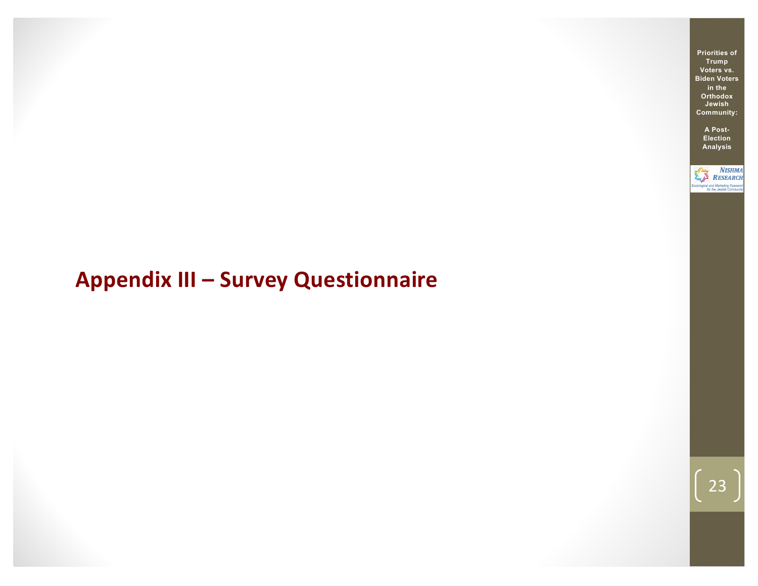# Appendix III – Survey Questionnaire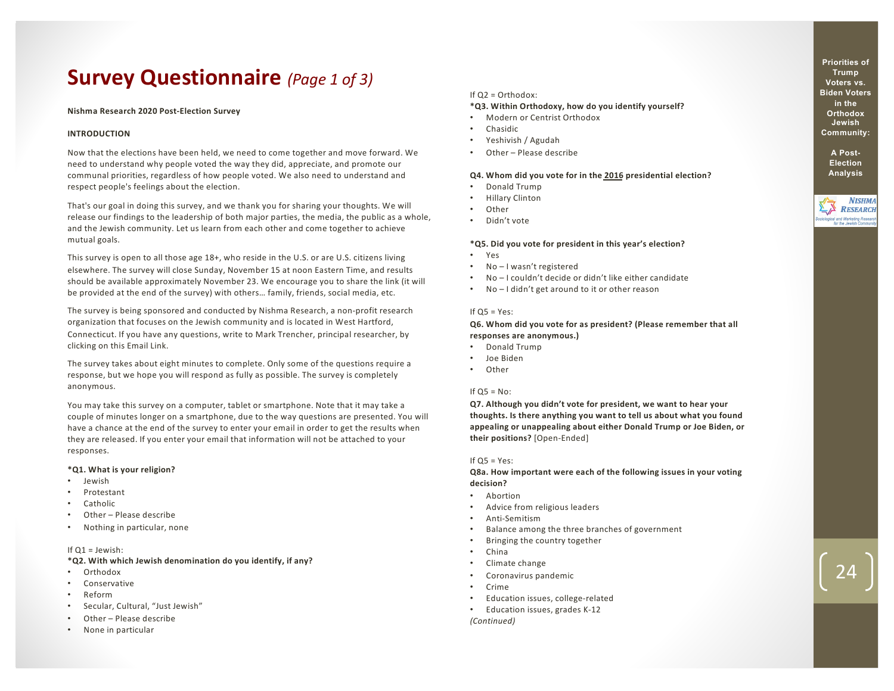# Survey Questionnaire *(Page 1 of 3)*

**Nishma Research 2020 Post-Election Survey**

**INTRODUCTION**

Now that the elections have been held, we need to come together and move forward. We need to understand why people voted the way they did, appreciate, and promote our communal priorities, regardless of how people voted. We also need to understand and respect people's feelings about the election.

That's our goal in doing this survey, and we thank you for sharing your thoughts. We will release our findings to the leadership of both major parties, the media, the public as a whole, and the Jewish community. Let us learn from each other and come together to achieve mutual goals.

This survey is open to all those age 18+, who reside in the U.S. or are U.S. citizens living elsewhere. The survey will close Sunday, November 15 at noon Eastern Time, and results should be available approximately November 23. We encourage you to share the link (it will be provided at the end of the survey) with others… family, friends, social media, etc.

The survey is being sponsored and conducted by Nishma Research, a non-profit research organization that focuses on the Jewish community and is located in West Hartford, Connecticut. If you have any questions, write to Mark Trencher, principal researcher, by clicking on this Email Link.

The survey takes about eight minutes to complete. Only some of the questions require a response, but we hope you will respond as fully as possible. The survey is completely anonymous.

You may take this survey on a computer, tablet or smartphone. Note that it may take a couple of minutes longer on a smartphone, due to the way questions are presented. You will have a chance at the end of the survey to enter your email in order to get the results when they are released. If you enter your email that information will not be attached to your responses.

**\*Q1. What is your religion?**

- Jewish
- Protestant
- Catholic
- Other – Please describe
- Nothing in particular, none

If Q1 = Jewish:

**\*Q2. With which Jewish denomination do you identify, if any?**

- Orthodox
- Conservative
- Reform
- Secular, Cultural, "Just Jewish"
- Other – Please describe
- None in particular

If Q2 = Orthodox:

**\*Q3. Within Orthodoxy, how do you identify yourself?**

- Modern or Centrist Orthodox
- Chasidic
- Yeshivish / Agudah
- Other – Please describe

**Q4. Whom did you vote for in the <u>2016</u> presidential election?**

- Donald Trump
- Hillary Clinton
- Other
- Didn't vote

**\*Q5. Did you vote for president in this year's election?**

- Yes
- No – I wasn't registered
- No – I couldn't decide or didn't like either candidate
- No – I didn't get around to it or other reason

If Q5 = Yes:

**Q6. Whom did you vote for as president? (Please remember that all responses are anonymous.)**

- Donald Trump
- Joe Biden
- Other

If Q5 = No:

**Q7. Although you didn't vote for president, we want to hear your thoughts. Is there anything you want to tell us about what you found appealing or unappealing about either Donald Trump or Joe Biden, or their positions?** [Open-Ended]

If Q5 = Yes:

**Q8a. How important were each of the following issues in your voting decision?**

- Abortion
- Advice from religious leaders
- Anti-Semitism
- Balance among the three branches of government
- Bringing the country together
- China
- Climate change
- Coronavirus pandemic
- Crime
- Education issues, college-related
- Education issues, grades K-12

*(Continued)*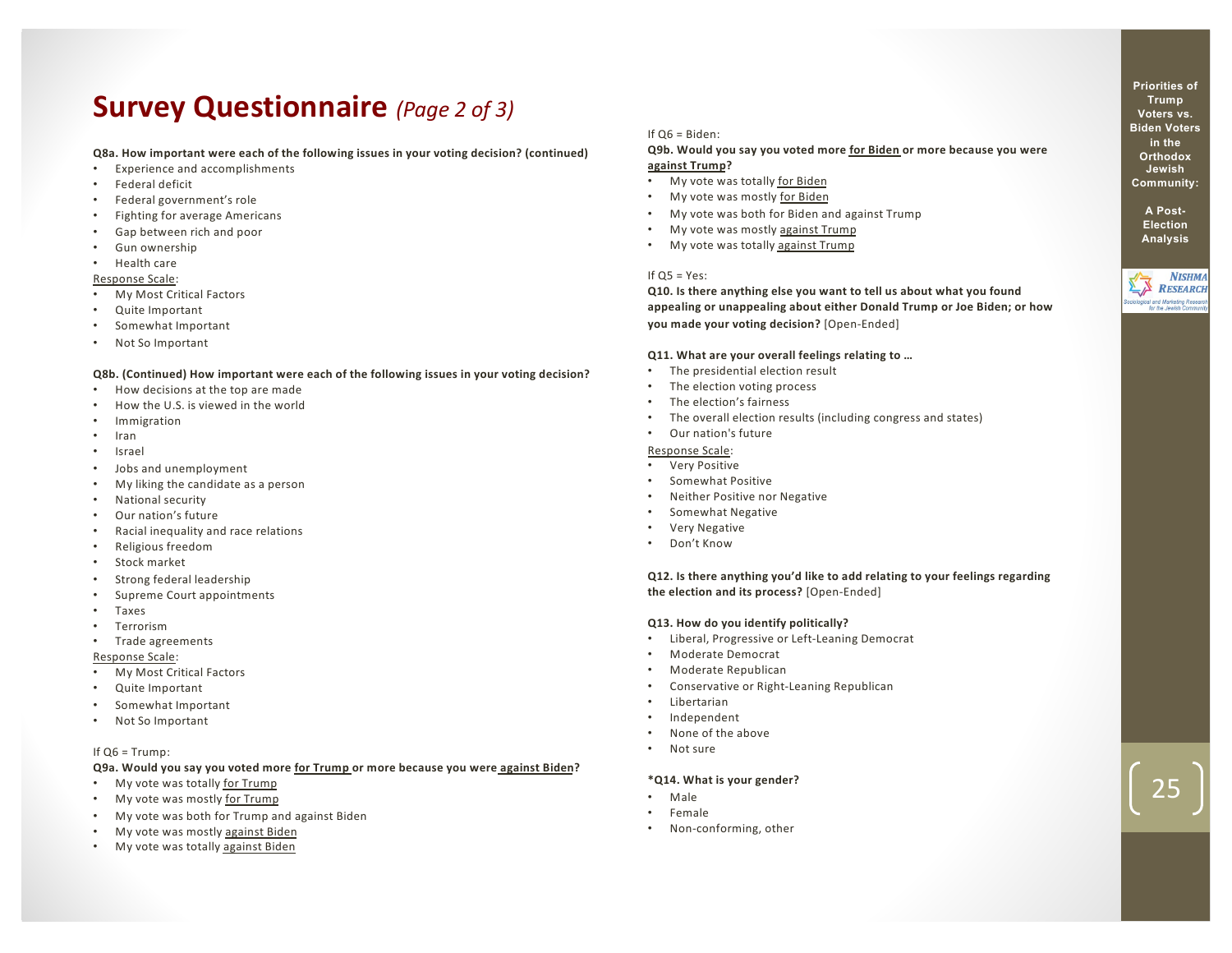# Survey Questionnaire *(Page 2 of 3)*

**Q8a. How important were each of the following issues in your voting decision? (continued)**

- Experience and accomplishments
- Federal deficit
- Federal government's role
- Fighting for average Americans
- Gap between rich and poor
- Gun ownership
- Health care

Response Scale:

- My Most Critical Factors
- Quite Important
- Somewhat Important
- Not So Important

**Q8b. (Continued) How important were each of the following issues in your voting decision?**

- How decisions at the top are made
- How the U.S. is viewed in the world
- Immigration
- Iran
- Israel
- Jobs and unemployment
- My liking the candidate as a person
- National security
- Our nation's future
- Racial inequality and race relations
- Religious freedom
- Stock market
- Strong federal leadership
- Supreme Court appointments
- Taxes
- Terrorism
- Trade agreements

Response Scale:

- My Most Critical Factors
- Quite Important
- Somewhat Important
- Not So Important

If Q6 = Trump:

**Q9a. Would you say you voted more for Trump or more because you were against Biden?**

- My vote was totally for Trump
- My vote was mostly for Trump
- My vote was both for Trump and against Biden
- My vote was mostly against Biden
- My vote was totally against Biden

If Q6 = Biden:

**Q9b. Would you say you voted more for Biden or more because you were against Trump?**

- My vote was totally for Biden
- My vote was mostly for Biden
- My vote was both for Biden and against Trump
- My vote was mostly against Trump
- My vote was totally against Trump

If Q5 = Yes:

**Q10. Is there anything else you want to tell us about what you found appealing or unappealing about either Donald Trump or Joe Biden; or how you made your voting decision?** [Open-Ended]

**Q11. What are your overall feelings relating to …**

- The presidential election result
- The election voting process
- The election's fairness
- The overall election results (including congress and states)
- Our nation's future

Response Scale:

- Very Positive
- Somewhat Positive
- Neither Positive nor Negative
- Somewhat Negative
- Very Negative
- Don't Know

**Q12. Is there anything you'd like to add relating to your feelings regarding the election and its process?** [Open-Ended]

**Q13. How do you identify politically?**

- Liberal, Progressive or Left-Leaning Democrat
- Moderate Democrat
- Moderate Republican
- Conservative or Right-Leaning Republican
- Libertarian
- Independent
- None of the above
- Not sure

**\*Q14. What is your gender?**

- Male
- Female
- Non-conforming, other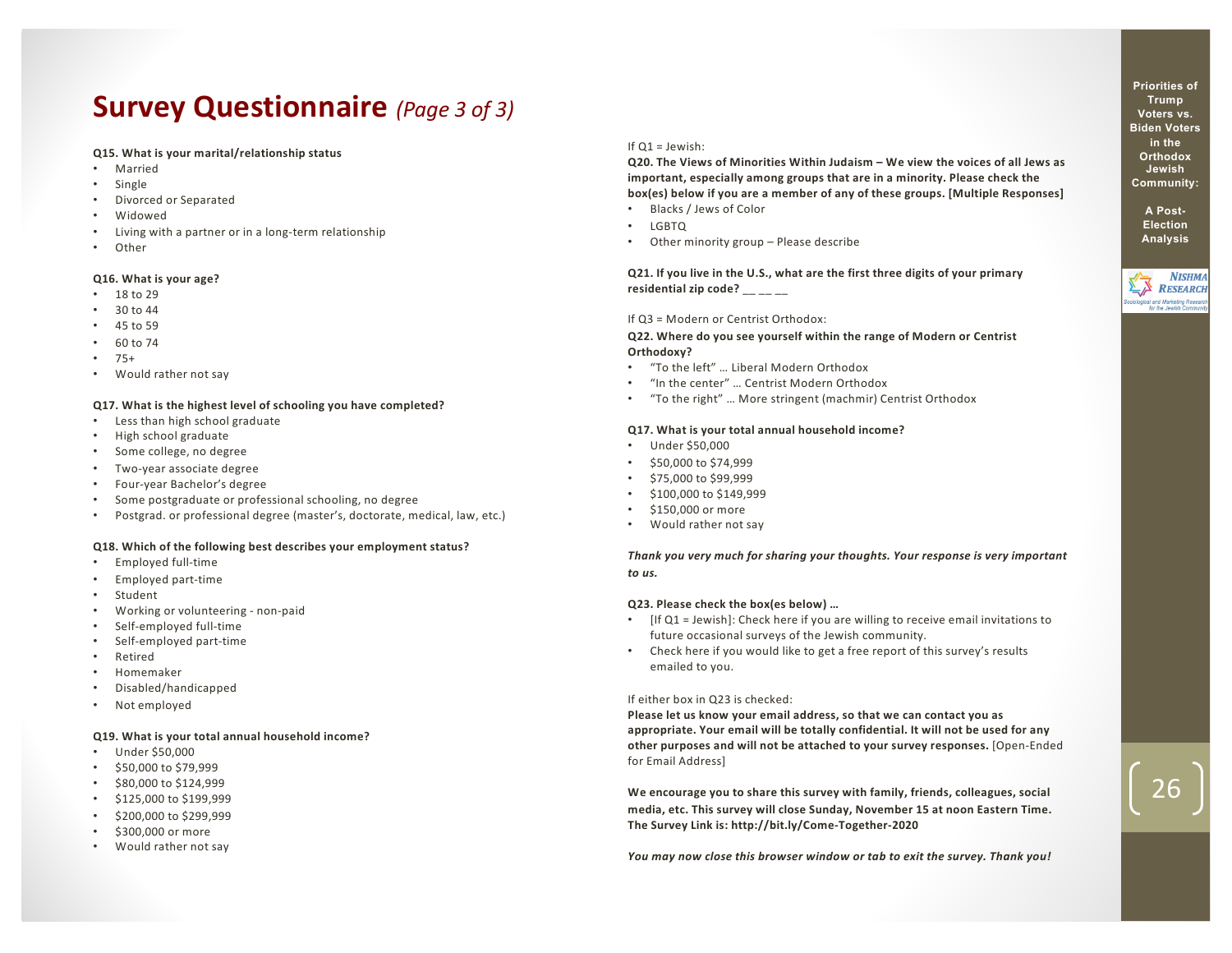# Survey Questionnaire *(Page 3 of 3)*

**Q15. What is your marital/relationship status**

- Married
- Single
- Divorced or Separated
- Widowed
- Living with a partner or in a long-term relationship
- Other

**Q16. What is your age?**

- 18 to 29
- 30 to 44
- 45 to 59
- 60 to 74
- 75+
- Would rather not say

**Q17. What is the highest level of schooling you have completed?**

- Less than high school graduate
- High school graduate
- Some college, no degree
- Two-year associate degree
- Four-year Bachelor's degree
- Some postgraduate or professional schooling, no degree
- Postgrad. or professional degree (master's, doctorate, medical, law, etc.)

**Q18. Which of the following best describes your employment status?**

- Employed full-time
- Employed part-time
- Student
- Working or volunteering - non-paid
- Self-employed full-time
- Self-employed part-time
- Retired
- Homemaker
- Disabled/handicapped
- Not employed

**Q19. What is your total annual household income?**

- Under $50,000
- $50,000 to $79,999
- $80,000 to $124,999
- $125,000 to $199,999
- $200,000 to $299,999
- $300,000 or more
- Would rather not say

If Q1 = Jewish:

**Q20. The Views of Minorities Within Judaism – We view the voices of all Jews as important, especially among groups that are in a minority. Please check the box(es) below if you are a member of any of these groups. [Multiple Responses]**

- Blacks / Jews of Color
- LGBTQ
- Other minority group – Please describe

**Q21. If you live in the U.S., what are the first three digits of your primary residential zip code? __ __ __**

If Q3 = Modern or Centrist Orthodox:

**Q22. Where do you see yourself within the range of Modern or Centrist Orthodoxy?**

- "To the left" … Liberal Modern Orthodox
- "In the center" … Centrist Modern Orthodox
- "To the right" … More stringent (machmir) Centrist Orthodox

**Q17. What is your total annual household income?**

- Under $50,000
- $50,000 to $74,999
- $75,000 to $99,999
- $100,000 to $149,999
- $150,000 or more
- Would rather not say

***Thank you very much for sharing your thoughts. Your response is very important to us.***

**Q23. Please check the box(es below) …**

- [If Q1 = Jewish]: Check here if you are willing to receive email invitations to future occasional surveys of the Jewish community.
- Check here if you would like to get a free report of this survey's results emailed to you.

If either box in Q23 is checked:

**Please let us know your email address, so that we can contact you as appropriate. Your email will be totally confidential. It will not be used for any other purposes and will not be attached to your survey responses.** [Open-Ended for Email Address]

**We encourage you to share this survey with family, friends, colleagues, social media, etc. This survey will close Sunday, November 15 at noon Eastern Time. The Survey Link is: http://bit.ly/Come-Together-2020**

***You may now close this browser window or tab to exit the survey. Thank you!***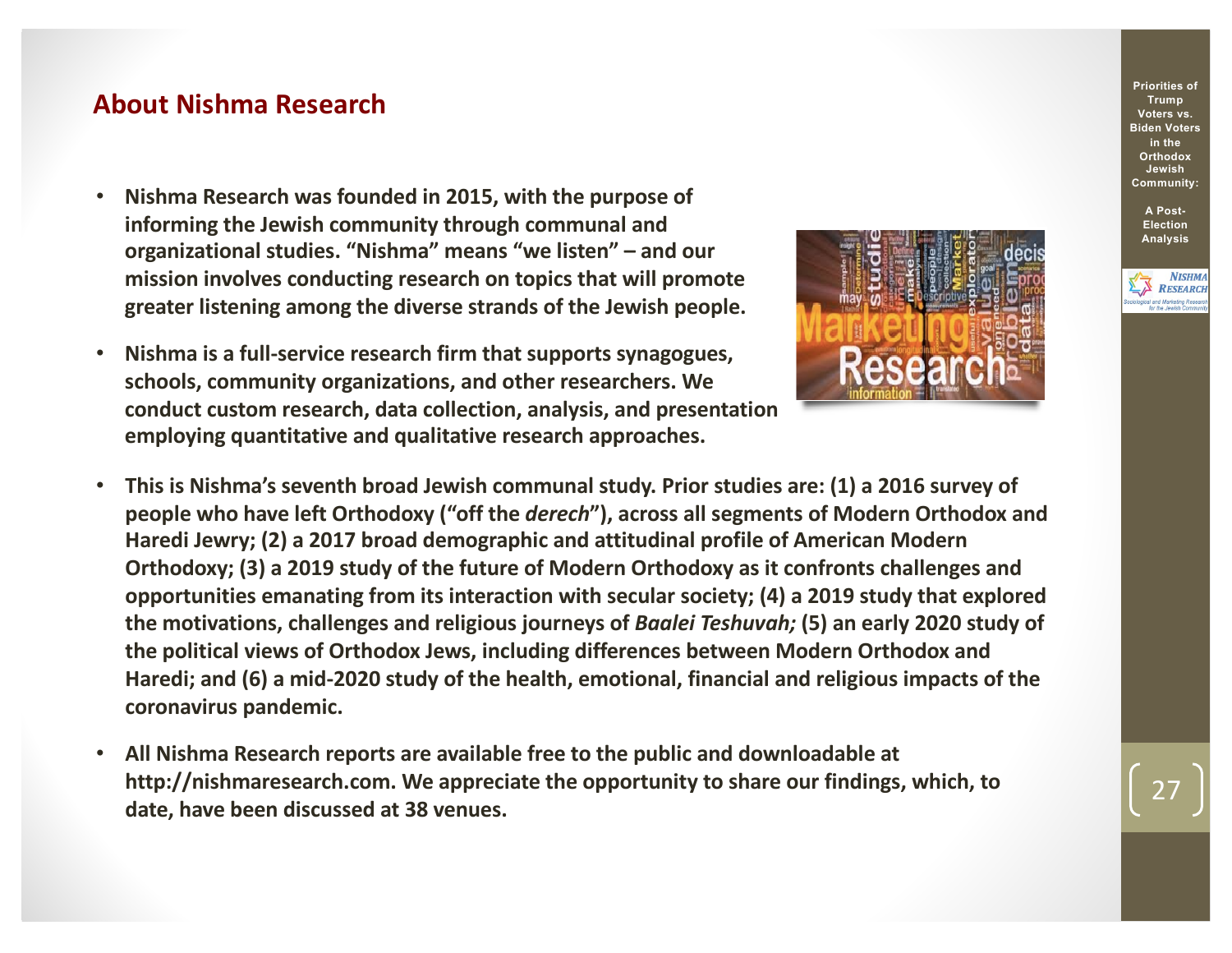## About Nishma Research

- **Nishma Research was founded in 2015, with the purpose of informing the Jewish community through communal and organizational studies. "Nishma" means "we listen" – and our mission involves conducting research on topics that will promote greater listening among the diverse strands of the Jewish people.**

- **Nishma is a full-service research firm that supports synagogues, schools, community organizations, and other researchers. We conduct custom research, data collection, analysis, and presentation employing quantitative and qualitative research approaches.**

- **This is Nishma's seventh broad Jewish communal study. Prior studies are: (1) a 2016 survey of people who have left Orthodoxy ("off the *derech*"), across all segments of Modern Orthodox and Haredi Jewry; (2) a 2017 broad demographic and attitudinal profile of American Modern Orthodoxy; (3) a 2019 study of the future of Modern Orthodoxy as it confronts challenges and opportunities emanating from its interaction with secular society; (4) a 2019 study that explored the motivations, challenges and religious journeys of *Baalei Teshuvah;* (5) an early 2020 study of the political views of Orthodox Jews, including differences between Modern Orthodox and Haredi; and (6) a mid-2020 study of the health, emotional, financial and religious impacts of the coronavirus pandemic.**

- **All Nishma Research reports are available free to the public and downloadable at http://nishmaresearch.com. We appreciate the opportunity to share our findings, which, to date, have been discussed at 38 venues.**